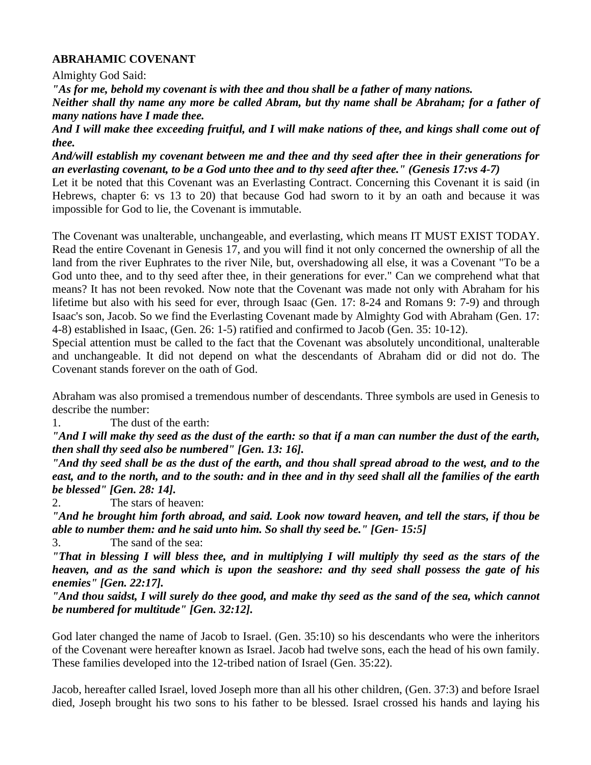**ABRAHAMIC COVENANT**

Almighty God Said:

***"As for me, behold my covenant is with thee and thou shall be a father of many nations.***

***Neither shall thy name any more be called Abram, but thy name shall be Abraham; for a father of many nations have I made thee.***

***And I will make thee exceeding fruitful, and I will make nations of thee, and kings shall come out of thee.***

***And/will establish my covenant between me and thee and thy seed after thee in their generations for an everlasting covenant, to be a God unto thee and to thy seed after thee." (Genesis 17:vs 4-7)***

Let it be noted that this Covenant was an Everlasting Contract. Concerning this Covenant it is said (in Hebrews, chapter 6: vs 13 to 20) that because God had sworn to it by an oath and because it was impossible for God to lie, the Covenant is immutable.

The Covenant was unalterable, unchangeable, and everlasting, which means IT MUST EXIST TODAY. Read the entire Covenant in Genesis 17, and you will find it not only concerned the ownership of all the land from the river Euphrates to the river Nile, but, overshadowing all else, it was a Covenant "To be a God unto thee, and to thy seed after thee, in their generations for ever." Can we comprehend what that means? It has not been revoked. Now note that the Covenant was made not only with Abraham for his lifetime but also with his seed for ever, through Isaac (Gen. 17: 8-24 and Romans 9: 7-9) and through Isaac's son, Jacob. So we find the Everlasting Covenant made by Almighty God with Abraham (Gen. 17: 4-8) established in Isaac, (Gen. 26: 1-5) ratified and confirmed to Jacob (Gen. 35: 10-12).

Special attention must be called to the fact that the Covenant was absolutely unconditional, unalterable and unchangeable. It did not depend on what the descendants of Abraham did or did not do. The Covenant stands forever on the oath of God.

Abraham was also promised a tremendous number of descendants. Three symbols are used in Genesis to describe the number:

1. The dust of the earth:

***"And I will make thy seed as the dust of the earth: so that if a man can number the dust of the earth, then shall thy seed also be numbered" [Gen. 13: 16].***

***"And thy seed shall be as the dust of the earth, and thou shall spread abroad to the west, and to the east, and to the north, and to the south: and in thee and in thy seed shall all the families of the earth be blessed" [Gen. 28: 14].***

2. The stars of heaven:

***"And he brought him forth abroad, and said. Look now toward heaven, and tell the stars, if thou be able to number them: and he said unto him. So shall thy seed be." [Gen- 15:5]***

3. The sand of the sea:

***"That in blessing I will bless thee, and in multiplying I will multiply thy seed as the stars of the heaven, and as the sand which is upon the seashore: and thy seed shall possess the gate of his enemies" [Gen. 22:17].***

***"And thou saidst, I will surely do thee good, and make thy seed as the sand of the sea, which cannot be numbered for multitude" [Gen. 32:12].***

God later changed the name of Jacob to Israel. (Gen. 35:10) so his descendants who were the inheritors of the Covenant were hereafter known as Israel. Jacob had twelve sons, each the head of his own family. These families developed into the 12-tribed nation of Israel (Gen. 35:22).

Jacob, hereafter called Israel, loved Joseph more than all his other children, (Gen. 37:3) and before Israel died, Joseph brought his two sons to his father to be blessed. Israel crossed his hands and laying his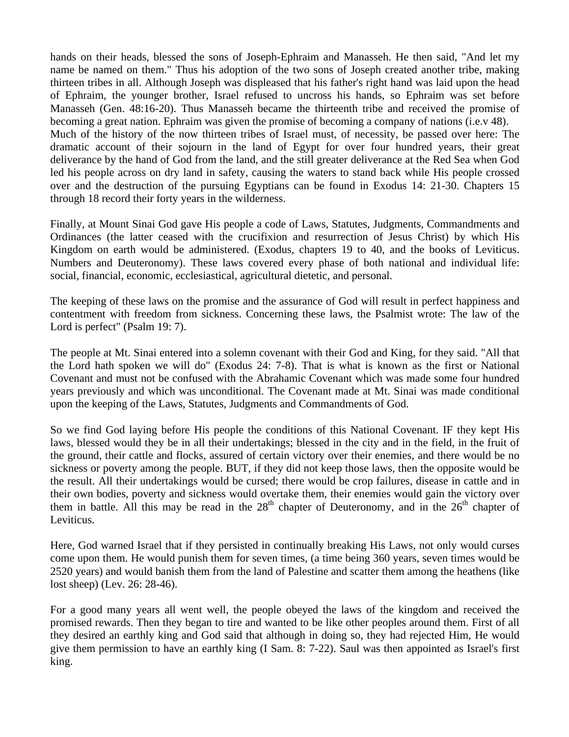hands on their heads, blessed the sons of Joseph-Ephraim and Manasseh. He then said, "And let my name be named on them." Thus his adoption of the two sons of Joseph created another tribe, making thirteen tribes in all. Although Joseph was displeased that his father's right hand was laid upon the head of Ephraim, the younger brother, Israel refused to uncross his hands, so Ephraim was set before Manasseh (Gen. 48:16-20). Thus Manasseh became the thirteenth tribe and received the promise of becoming a great nation. Ephraim was given the promise of becoming a company of nations (i.e.v 48).
Much of the history of the now thirteen tribes of Israel must, of necessity, be passed over here: The dramatic account of their sojourn in the land of Egypt for over four hundred years, their great deliverance by the hand of God from the land, and the still greater deliverance at the Red Sea when God led his people across on dry land in safety, causing the waters to stand back while His people crossed over and the destruction of the pursuing Egyptians can be found in Exodus 14: 21-30. Chapters 15 through 18 record their forty years in the wilderness.

Finally, at Mount Sinai God gave His people a code of Laws, Statutes, Judgments, Commandments and Ordinances (the latter ceased with the crucifixion and resurrection of Jesus Christ) by which His Kingdom on earth would be administered. (Exodus, chapters 19 to 40, and the books of Leviticus. Numbers and Deuteronomy). These laws covered every phase of both national and individual life: social, financial, economic, ecclesiastical, agricultural dietetic, and personal.

The keeping of these laws on the promise and the assurance of God will result in perfect happiness and contentment with freedom from sickness. Concerning these laws, the Psalmist wrote: The law of the Lord is perfect" (Psalm 19: 7).

The people at Mt. Sinai entered into a solemn covenant with their God and King, for they said. "All that the Lord hath spoken we will do" (Exodus 24: 7-8). That is what is known as the first or National Covenant and must not be confused with the Abrahamic Covenant which was made some four hundred years previously and which was unconditional. The Covenant made at Mt. Sinai was made conditional upon the keeping of the Laws, Statutes, Judgments and Commandments of God.

So we find God laying before His people the conditions of this National Covenant. IF they kept His laws, blessed would they be in all their undertakings; blessed in the city and in the field, in the fruit of the ground, their cattle and flocks, assured of certain victory over their enemies, and there would be no sickness or poverty among the people. BUT, if they did not keep those laws, then the opposite would be the result. All their undertakings would be cursed; there would be crop failures, disease in cattle and in their own bodies, poverty and sickness would overtake them, their enemies would gain the victory over them in battle. All this may be read in the 28th chapter of Deuteronomy, and in the 26th chapter of Leviticus.

Here, God warned Israel that if they persisted in continually breaking His Laws, not only would curses come upon them. He would punish them for seven times, (a time being 360 years, seven times would be 2520 years) and would banish them from the land of Palestine and scatter them among the heathens (like lost sheep) (Lev. 26: 28-46).

For a good many years all went well, the people obeyed the laws of the kingdom and received the promised rewards. Then they began to tire and wanted to be like other peoples around them. First of all they desired an earthly king and God said that although in doing so, they had rejected Him, He would give them permission to have an earthly king (I Sam. 8: 7-22). Saul was then appointed as Israel's first king.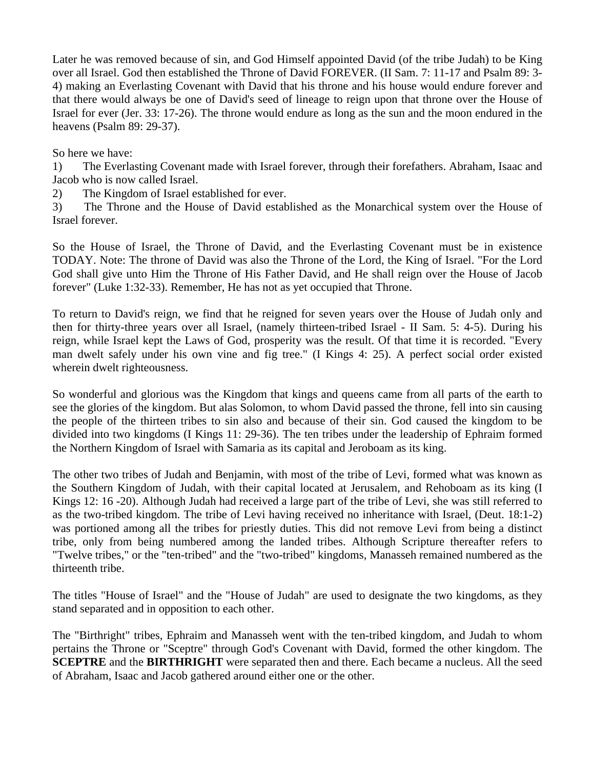Later he was removed because of sin, and God Himself appointed David (of the tribe Judah) to be King over all Israel. God then established the Throne of David FOREVER. (II Sam. 7: 11-17 and Psalm 89: 3-4) making an Everlasting Covenant with David that his throne and his house would endure forever and that there would always be one of David's seed of lineage to reign upon that throne over the House of Israel for ever (Jer. 33: 17-26). The throne would endure as long as the sun and the moon endured in the heavens (Psalm 89: 29-37).

So here we have:

1) The Everlasting Covenant made with Israel forever, through their forefathers. Abraham, Isaac and Jacob who is now called Israel.
2) The Kingdom of Israel established for ever.
3) The Throne and the House of David established as the Monarchical system over the House of Israel forever.

So the House of Israel, the Throne of David, and the Everlasting Covenant must be in existence TODAY. Note: The throne of David was also the Throne of the Lord, the King of Israel. "For the Lord God shall give unto Him the Throne of His Father David, and He shall reign over the House of Jacob forever" (Luke 1:32-33). Remember, He has not as yet occupied that Throne.

To return to David's reign, we find that he reigned for seven years over the House of Judah only and then for thirty-three years over all Israel, (namely thirteen-tribed Israel - II Sam. 5: 4-5). During his reign, while Israel kept the Laws of God, prosperity was the result. Of that time it is recorded. "Every man dwelt safely under his own vine and fig tree." (I Kings 4: 25). A perfect social order existed wherein dwelt righteousness.

So wonderful and glorious was the Kingdom that kings and queens came from all parts of the earth to see the glories of the kingdom. But alas Solomon, to whom David passed the throne, fell into sin causing the people of the thirteen tribes to sin also and because of their sin. God caused the kingdom to be divided into two kingdoms (I Kings 11: 29-36). The ten tribes under the leadership of Ephraim formed the Northern Kingdom of Israel with Samaria as its capital and Jeroboam as its king.

The other two tribes of Judah and Benjamin, with most of the tribe of Levi, formed what was known as the Southern Kingdom of Judah, with their capital located at Jerusalem, and Rehoboam as its king (I Kings 12: 16 -20). Although Judah had received a large part of the tribe of Levi, she was still referred to as the two-tribed kingdom. The tribe of Levi having received no inheritance with Israel, (Deut. 18:1-2) was portioned among all the tribes for priestly duties. This did not remove Levi from being a distinct tribe, only from being numbered among the landed tribes. Although Scripture thereafter refers to "Twelve tribes," or the "ten-tribed" and the "two-tribed" kingdoms, Manasseh remained numbered as the thirteenth tribe.

The titles "House of Israel" and the "House of Judah" are used to designate the two kingdoms, as they stand separated and in opposition to each other.

The "Birthright" tribes, Ephraim and Manasseh went with the ten-tribed kingdom, and Judah to whom pertains the Throne or "Sceptre" through God's Covenant with David, formed the other kingdom. The **SCEPTRE** and the **BIRTHRIGHT** were separated then and there. Each became a nucleus. All the seed of Abraham, Isaac and Jacob gathered around either one or the other.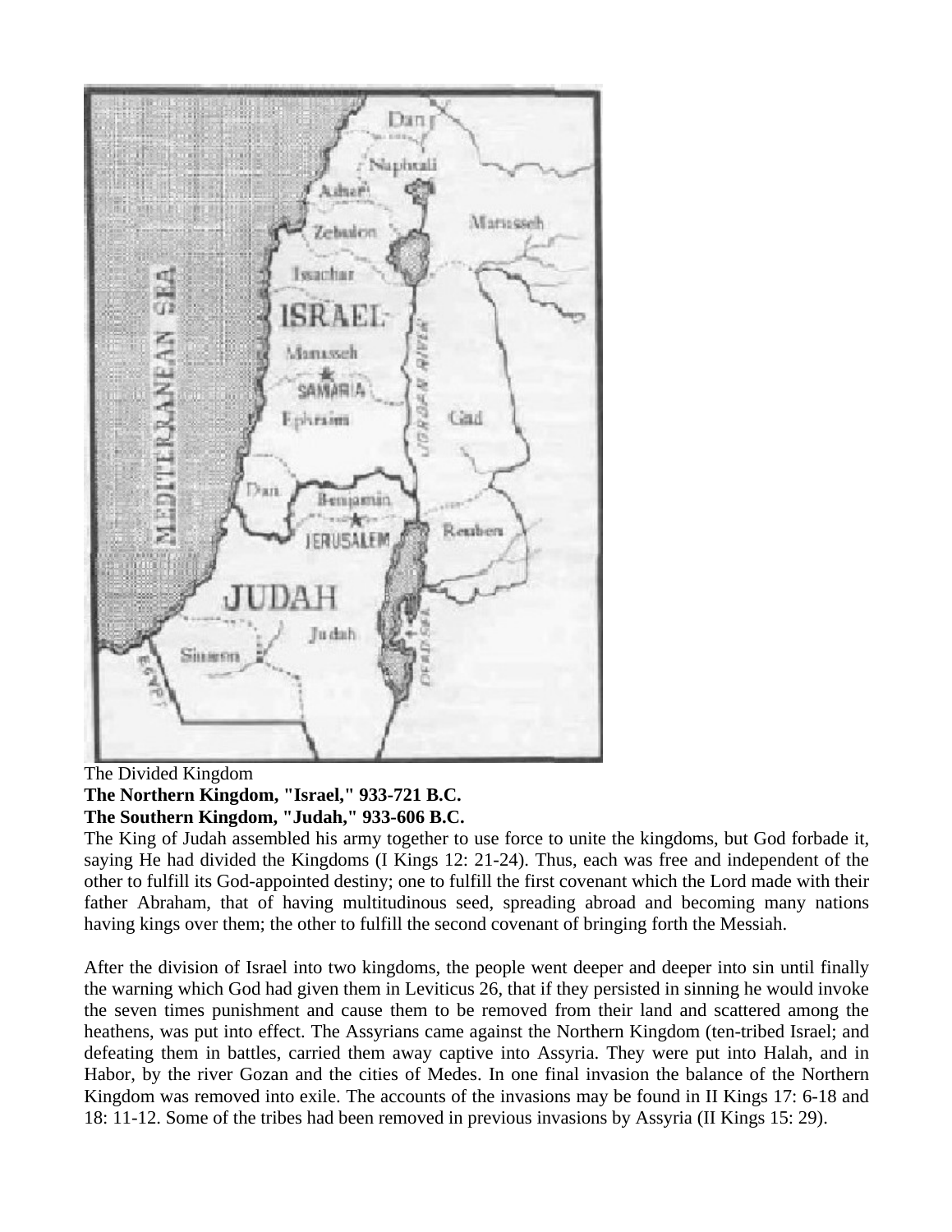The Divided Kingdom

**The Northern Kingdom, "Israel," 933-721 B.C.**

**The Southern Kingdom, "Judah," 933-606 B.C.**

The King of Judah assembled his army together to use force to unite the kingdoms, but God forbade it, saying He had divided the Kingdoms (I Kings 12: 21-24). Thus, each was free and independent of the other to fulfill its God-appointed destiny; one to fulfill the first covenant which the Lord made with their father Abraham, that of having multitudinous seed, spreading abroad and becoming many nations having kings over them; the other to fulfill the second covenant of bringing forth the Messiah.

After the division of Israel into two kingdoms, the people went deeper and deeper into sin until finally the warning which God had given them in Leviticus 26, that if they persisted in sinning he would invoke the seven times punishment and cause them to be removed from their land and scattered among the heathens, was put into effect. The Assyrians came against the Northern Kingdom (ten-tribed Israel; and defeating them in battles, carried them away captive into Assyria. They were put into Halah, and in Habor, by the river Gozan and the cities of Medes. In one final invasion the balance of the Northern Kingdom was removed into exile. The accounts of the invasions may be found in II Kings 17: 6-18 and 18: 11-12. Some of the tribes had been removed in previous invasions by Assyria (II Kings 15: 29).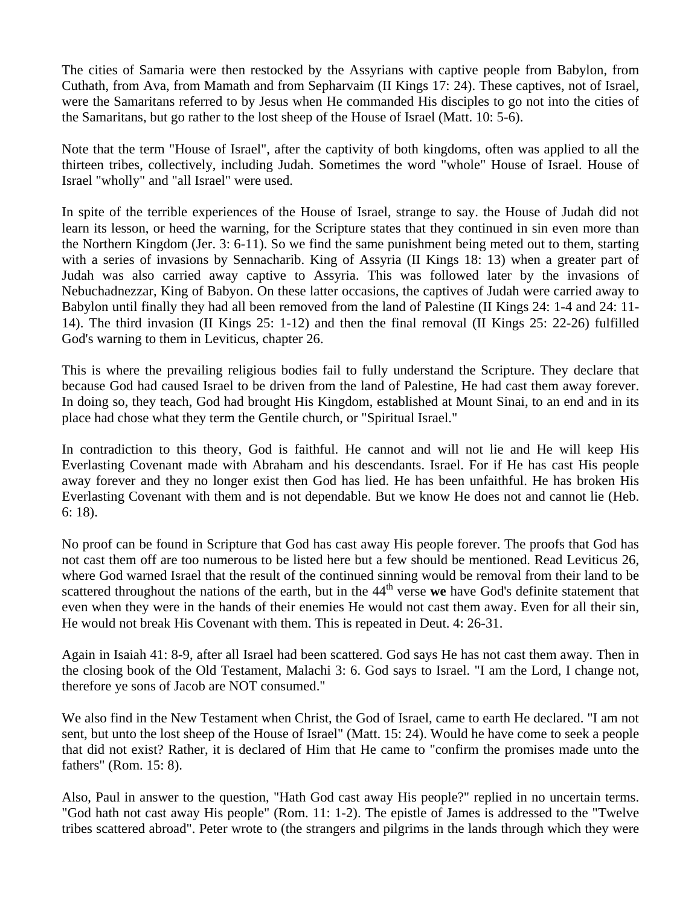The cities of Samaria were then restocked by the Assyrians with captive people from Babylon, from Cuthath, from Ava, from Mamath and from Sepharvaim (II Kings 17: 24). These captives, not of Israel, were the Samaritans referred to by Jesus when He commanded His disciples to go not into the cities of the Samaritans, but go rather to the lost sheep of the House of Israel (Matt. 10: 5-6).

Note that the term "House of Israel", after the captivity of both kingdoms, often was applied to all the thirteen tribes, collectively, including Judah. Sometimes the word "whole" House of Israel. House of Israel "wholly" and "all Israel" were used.

In spite of the terrible experiences of the House of Israel, strange to say. the House of Judah did not learn its lesson, or heed the warning, for the Scripture states that they continued in sin even more than the Northern Kingdom (Jer. 3: 6-11). So we find the same punishment being meted out to them, starting with a series of invasions by Sennacharib. King of Assyria (II Kings 18: 13) when a greater part of Judah was also carried away captive to Assyria. This was followed later by the invasions of Nebuchadnezzar, King of Babyon. On these latter occasions, the captives of Judah were carried away to Babylon until finally they had all been removed from the land of Palestine (II Kings 24: 1-4 and 24: 11-14). The third invasion (II Kings 25: 1-12) and then the final removal (II Kings 25: 22-26) fulfilled God's warning to them in Leviticus, chapter 26.

This is where the prevailing religious bodies fail to fully understand the Scripture. They declare that because God had caused Israel to be driven from the land of Palestine, He had cast them away forever. In doing so, they teach, God had brought His Kingdom, established at Mount Sinai, to an end and in its place had chose what they term the Gentile church, or "Spiritual Israel."

In contradiction to this theory, God is faithful. He cannot and will not lie and He will keep His Everlasting Covenant made with Abraham and his descendants. Israel. For if He has cast His people away forever and they no longer exist then God has lied. He has been unfaithful. He has broken His Everlasting Covenant with them and is not dependable. But we know He does not and cannot lie (Heb. 6: 18).

No proof can be found in Scripture that God has cast away His people forever. The proofs that God has not cast them off are too numerous to be listed here but a few should be mentioned. Read Leviticus 26, where God warned Israel that the result of the continued sinning would be removal from their land to be scattered throughout the nations of the earth, but in the 44th verse **we** have God's definite statement that even when they were in the hands of their enemies He would not cast them away. Even for all their sin, He would not break His Covenant with them. This is repeated in Deut. 4: 26-31.

Again in Isaiah 41: 8-9, after all Israel had been scattered. God says He has not cast them away. Then in the closing book of the Old Testament, Malachi 3: 6. God says to Israel. "I am the Lord, I change not, therefore ye sons of Jacob are NOT consumed."

We also find in the New Testament when Christ, the God of Israel, came to earth He declared. "I am not sent, but unto the lost sheep of the House of Israel" (Matt. 15: 24). Would he have come to seek a people that did not exist? Rather, it is declared of Him that He came to "confirm the promises made unto the fathers" (Rom. 15: 8).

Also, Paul in answer to the question, "Hath God cast away His people?" replied in no uncertain terms. "God hath not cast away His people" (Rom. 11: 1-2). The epistle of James is addressed to the "Twelve tribes scattered abroad". Peter wrote to (the strangers and pilgrims in the lands through which they were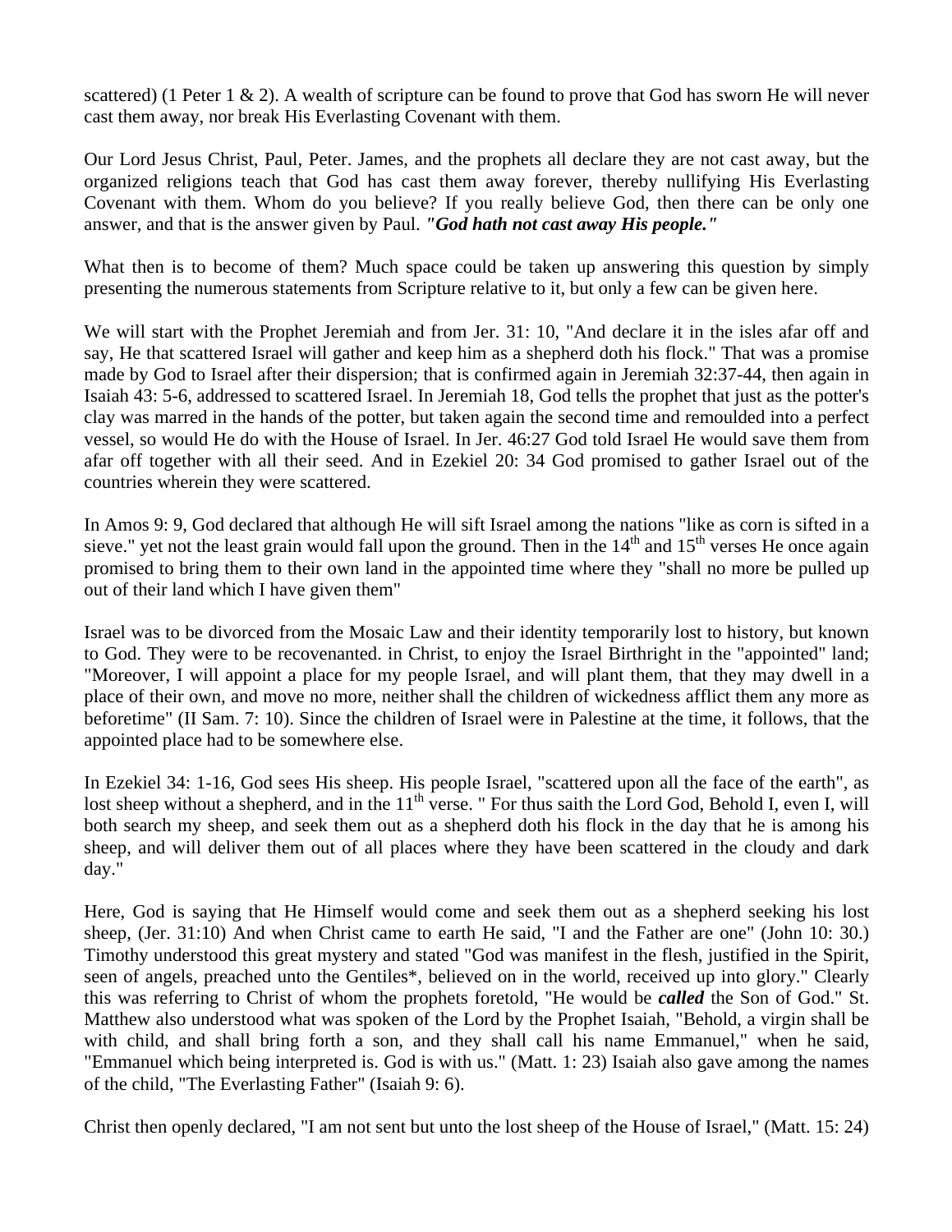scattered) (1 Peter 1 & 2). A wealth of scripture can be found to prove that God has sworn He will never cast them away, nor break His Everlasting Covenant with them.

Our Lord Jesus Christ, Paul, Peter. James, and the prophets all declare they are not cast away, but the organized religions teach that God has cast them away forever, thereby nullifying His Everlasting Covenant with them. Whom do you believe? If you really believe God, then there can be only one answer, and that is the answer given by Paul. ***"God hath not cast away His people."***

What then is to become of them? Much space could be taken up answering this question by simply presenting the numerous statements from Scripture relative to it, but only a few can be given here.

We will start with the Prophet Jeremiah and from Jer. 31: 10, "And declare it in the isles afar off and say, He that scattered Israel will gather and keep him as a shepherd doth his flock." That was a promise made by God to Israel after their dispersion; that is confirmed again in Jeremiah 32:37-44, then again in Isaiah 43: 5-6, addressed to scattered Israel. In Jeremiah 18, God tells the prophet that just as the potter's clay was marred in the hands of the potter, but taken again the second time and remoulded into a perfect vessel, so would He do with the House of Israel. In Jer. 46:27 God told Israel He would save them from afar off together with all their seed. And in Ezekiel 20: 34 God promised to gather Israel out of the countries wherein they were scattered.

In Amos 9: 9, God declared that although He will sift Israel among the nations "like as corn is sifted in a sieve." yet not the least grain would fall upon the ground. Then in the 14th and 15th verses He once again promised to bring them to their own land in the appointed time where they "shall no more be pulled up out of their land which I have given them"

Israel was to be divorced from the Mosaic Law and their identity temporarily lost to history, but known to God. They were to be recovenanted. in Christ, to enjoy the Israel Birthright in the "appointed" land; "Moreover, I will appoint a place for my people Israel, and will plant them, that they may dwell in a place of their own, and move no more, neither shall the children of wickedness afflict them any more as beforetime" (II Sam. 7: 10). Since the children of Israel were in Palestine at the time, it follows, that the appointed place had to be somewhere else.

In Ezekiel 34: 1-16, God sees His sheep. His people Israel, "scattered upon all the face of the earth", as lost sheep without a shepherd, and in the 11th verse. " For thus saith the Lord God, Behold I, even I, will both search my sheep, and seek them out as a shepherd doth his flock in the day that he is among his sheep, and will deliver them out of all places where they have been scattered in the cloudy and dark day."

Here, God is saying that He Himself would come and seek them out as a shepherd seeking his lost sheep, (Jer. 31:10) And when Christ came to earth He said, "I and the Father are one" (John 10: 30.) Timothy understood this great mystery and stated "God was manifest in the flesh, justified in the Spirit, seen of angels, preached unto the Gentiles*, believed on in the world, received up into glory." Clearly this was referring to Christ of whom the prophets foretold, "He would be ***called*** the Son of God." St. Matthew also understood what was spoken of the Lord by the Prophet Isaiah, "Behold, a virgin shall be with child, and shall bring forth a son, and they shall call his name Emmanuel," when he said, "Emmanuel which being interpreted is. God is with us." (Matt. 1: 23) Isaiah also gave among the names of the child, "The Everlasting Father" (Isaiah 9: 6).

Christ then openly declared, "I am not sent but unto the lost sheep of the House of Israel," (Matt. 15: 24)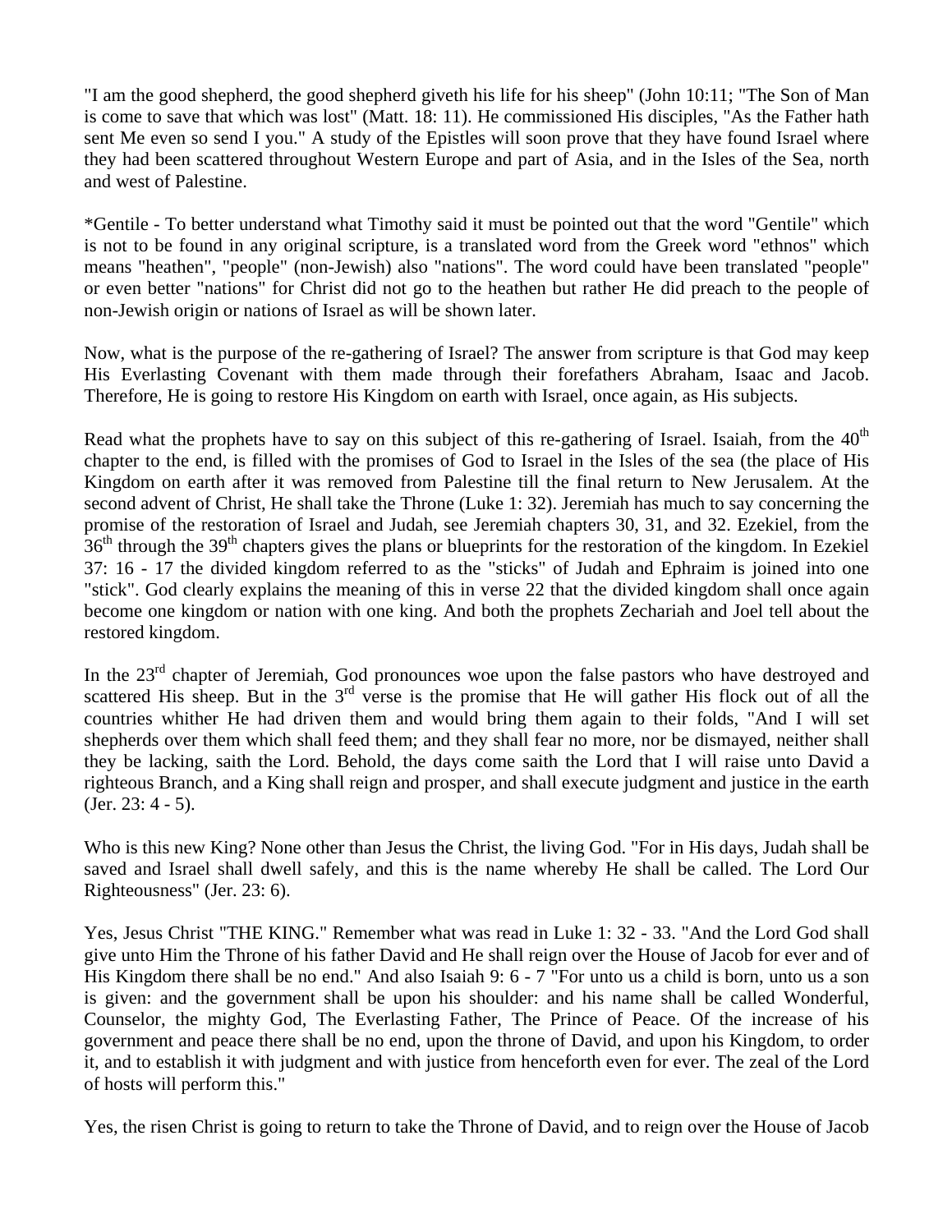"I am the good shepherd, the good shepherd giveth his life for his sheep" (John 10:11; "The Son of Man is come to save that which was lost" (Matt. 18: 11). He commissioned His disciples, "As the Father hath sent Me even so send I you." A study of the Epistles will soon prove that they have found Israel where they had been scattered throughout Western Europe and part of Asia, and in the Isles of the Sea, north and west of Palestine.

*Gentile - To better understand what Timothy said it must be pointed out that the word "Gentile" which is not to be found in any original scripture, is a translated word from the Greek word "ethnos" which means "heathen", "people" (non-Jewish) also "nations". The word could have been translated "people" or even better "nations" for Christ did not go to the heathen but rather He did preach to the people of non-Jewish origin or nations of Israel as will be shown later.

Now, what is the purpose of the re-gathering of Israel? The answer from scripture is that God may keep His Everlasting Covenant with them made through their forefathers Abraham, Isaac and Jacob. Therefore, He is going to restore His Kingdom on earth with Israel, once again, as His subjects.

Read what the prophets have to say on this subject of this re-gathering of Israel. Isaiah, from the 40th chapter to the end, is filled with the promises of God to Israel in the Isles of the sea (the place of His Kingdom on earth after it was removed from Palestine till the final return to New Jerusalem. At the second advent of Christ, He shall take the Throne (Luke 1: 32). Jeremiah has much to say concerning the promise of the restoration of Israel and Judah, see Jeremiah chapters 30, 31, and 32. Ezekiel, from the 36th through the 39th chapters gives the plans or blueprints for the restoration of the kingdom. In Ezekiel 37: 16 - 17 the divided kingdom referred to as the "sticks" of Judah and Ephraim is joined into one "stick". God clearly explains the meaning of this in verse 22 that the divided kingdom shall once again become one kingdom or nation with one king. And both the prophets Zechariah and Joel tell about the restored kingdom.

In the 23rd chapter of Jeremiah, God pronounces woe upon the false pastors who have destroyed and scattered His sheep. But in the 3rd verse is the promise that He will gather His flock out of all the countries whither He had driven them and would bring them again to their folds, "And I will set shepherds over them which shall feed them; and they shall fear no more, nor be dismayed, neither shall they be lacking, saith the Lord. Behold, the days come saith the Lord that I will raise unto David a righteous Branch, and a King shall reign and prosper, and shall execute judgment and justice in the earth (Jer. 23: 4 - 5).

Who is this new King? None other than Jesus the Christ, the living God. "For in His days, Judah shall be saved and Israel shall dwell safely, and this is the name whereby He shall be called. The Lord Our Righteousness" (Jer. 23: 6).

Yes, Jesus Christ "THE KING." Remember what was read in Luke 1: 32 - 33. "And the Lord God shall give unto Him the Throne of his father David and He shall reign over the House of Jacob for ever and of His Kingdom there shall be no end." And also Isaiah 9: 6 - 7 "For unto us a child is born, unto us a son is given: and the government shall be upon his shoulder: and his name shall be called Wonderful, Counselor, the mighty God, The Everlasting Father, The Prince of Peace. Of the increase of his government and peace there shall be no end, upon the throne of David, and upon his Kingdom, to order it, and to establish it with judgment and with justice from henceforth even for ever. The zeal of the Lord of hosts will perform this."

Yes, the risen Christ is going to return to take the Throne of David, and to reign over the House of Jacob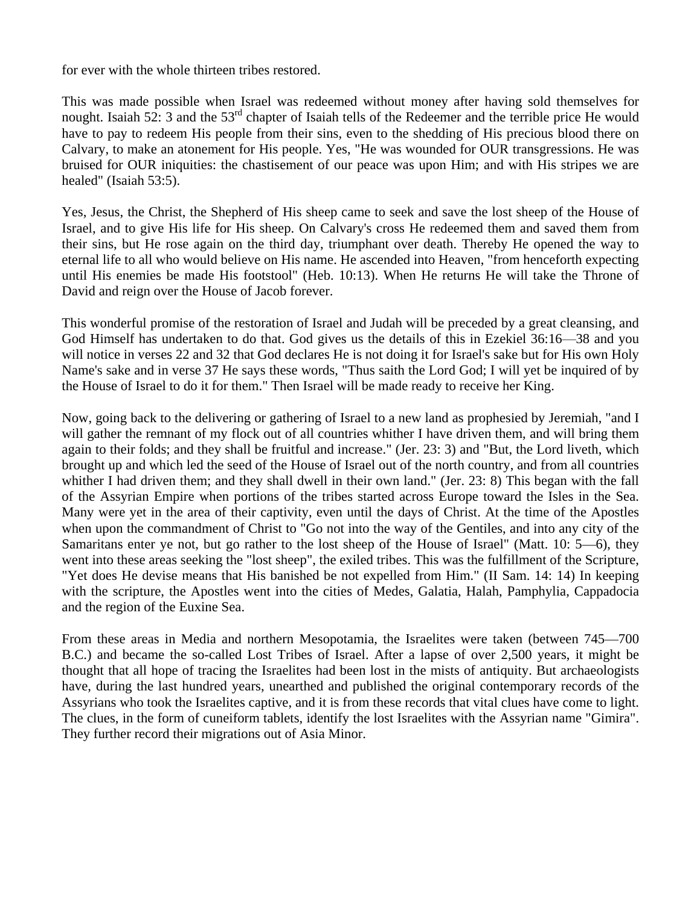for ever with the whole thirteen tribes restored.

This was made possible when Israel was redeemed without money after having sold themselves for nought. Isaiah 52: 3 and the 53rd chapter of Isaiah tells of the Redeemer and the terrible price He would have to pay to redeem His people from their sins, even to the shedding of His precious blood there on Calvary, to make an atonement for His people. Yes, "He was wounded for OUR transgressions. He was bruised for OUR iniquities: the chastisement of our peace was upon Him; and with His stripes we are healed" (Isaiah 53:5).

Yes, Jesus, the Christ, the Shepherd of His sheep came to seek and save the lost sheep of the House of Israel, and to give His life for His sheep. On Calvary's cross He redeemed them and saved them from their sins, but He rose again on the third day, triumphant over death. Thereby He opened the way to eternal life to all who would believe on His name. He ascended into Heaven, "from henceforth expecting until His enemies be made His footstool" (Heb. 10:13). When He returns He will take the Throne of David and reign over the House of Jacob forever.

This wonderful promise of the restoration of Israel and Judah will be preceded by a great cleansing, and God Himself has undertaken to do that. God gives us the details of this in Ezekiel 36:16—38 and you will notice in verses 22 and 32 that God declares He is not doing it for Israel's sake but for His own Holy Name's sake and in verse 37 He says these words, "Thus saith the Lord God; I will yet be inquired of by the House of Israel to do it for them." Then Israel will be made ready to receive her King.

Now, going back to the delivering or gathering of Israel to a new land as prophesied by Jeremiah, "and I will gather the remnant of my flock out of all countries whither I have driven them, and will bring them again to their folds; and they shall be fruitful and increase." (Jer. 23: 3) and "But, the Lord liveth, which brought up and which led the seed of the House of Israel out of the north country, and from all countries whither I had driven them; and they shall dwell in their own land." (Jer. 23: 8) This began with the fall of the Assyrian Empire when portions of the tribes started across Europe toward the Isles in the Sea. Many were yet in the area of their captivity, even until the days of Christ. At the time of the Apostles when upon the commandment of Christ to "Go not into the way of the Gentiles, and into any city of the Samaritans enter ye not, but go rather to the lost sheep of the House of Israel" (Matt. 10: 5—6), they went into these areas seeking the "lost sheep", the exiled tribes. This was the fulfillment of the Scripture, "Yet does He devise means that His banished be not expelled from Him." (II Sam. 14: 14) In keeping with the scripture, the Apostles went into the cities of Medes, Galatia, Halah, Pamphylia, Cappadocia and the region of the Euxine Sea.

From these areas in Media and northern Mesopotamia, the Israelites were taken (between 745—700 B.C.) and became the so-called Lost Tribes of Israel. After a lapse of over 2,500 years, it might be thought that all hope of tracing the Israelites had been lost in the mists of antiquity. But archaeologists have, during the last hundred years, unearthed and published the original contemporary records of the Assyrians who took the Israelites captive, and it is from these records that vital clues have come to light. The clues, in the form of cuneiform tablets, identify the lost Israelites with the Assyrian name "Gimira". They further record their migrations out of Asia Minor.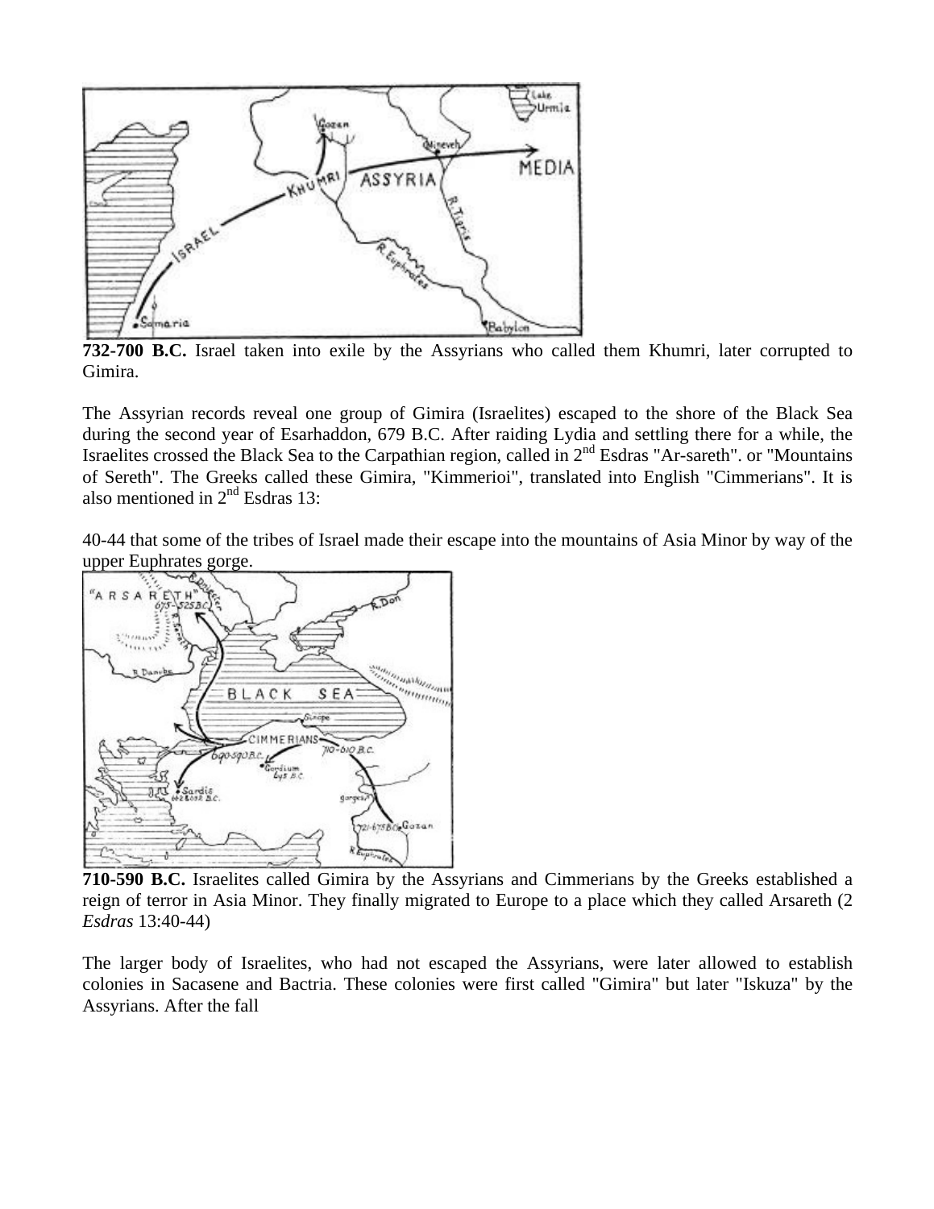**732-700 B.C.** Israel taken into exile by the Assyrians who called them Khumri, later corrupted to Gimira.

The Assyrian records reveal one group of Gimira (Israelites) escaped to the shore of the Black Sea during the second year of Esarhaddon, 679 B.C. After raiding Lydia and settling there for a while, the Israelites crossed the Black Sea to the Carpathian region, called in 2nd Esdras "Ar-sareth". or "Mountains of Sereth". The Greeks called these Gimira, "Kimmerioi", translated into English "Cimmerians". It is also mentioned in 2nd Esdras 13:

40-44 that some of the tribes of Israel made their escape into the mountains of Asia Minor by way of the upper Euphrates gorge.

**710-590 B.C.** Israelites called Gimira by the Assyrians and Cimmerians by the Greeks established a reign of terror in Asia Minor. They finally migrated to Europe to a place which they called Arsareth (2 *Esdras* 13:40-44)

The larger body of Israelites, who had not escaped the Assyrians, were later allowed to establish colonies in Sacasene and Bactria. These colonies were first called "Gimira" but later "Iskuza" by the Assyrians. After the fall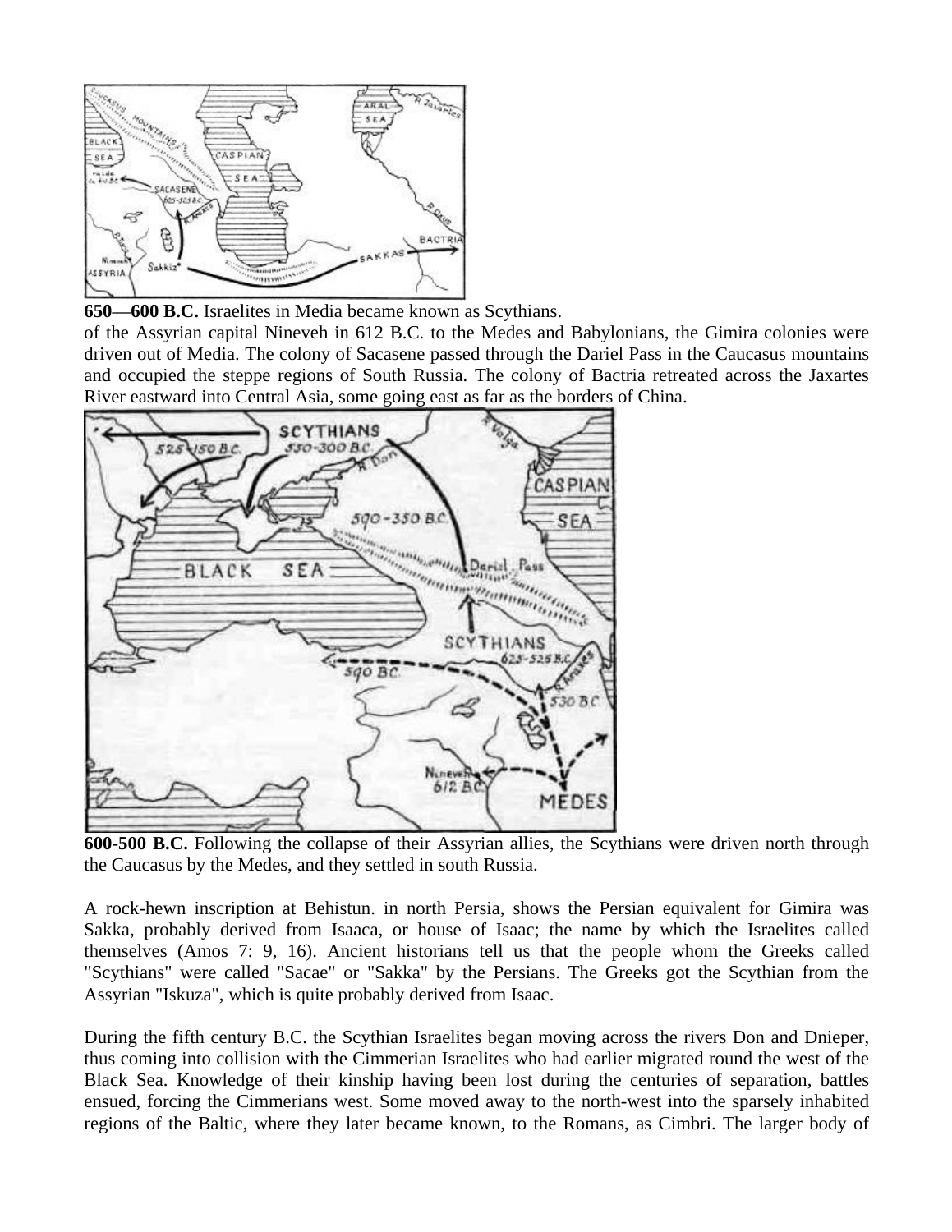**650—600 B.C.** Israelites in Media became known as Scythians.

of the Assyrian capital Nineveh in 612 B.C. to the Medes and Babylonians, the Gimira colonies were driven out of Media. The colony of Sacasene passed through the Dariel Pass in the Caucasus mountains and occupied the steppe regions of South Russia. The colony of Bactria retreated across the Jaxartes River eastward into Central Asia, some going east as far as the borders of China.

**600-500 B.C.** Following the collapse of their Assyrian allies, the Scythians were driven north through the Caucasus by the Medes, and they settled in south Russia.

A rock-hewn inscription at Behistun. in north Persia, shows the Persian equivalent for Gimira was Sakka, probably derived from Isaaca, or house of Isaac; the name by which the Israelites called themselves (Amos 7: 9, 16). Ancient historians tell us that the people whom the Greeks called "Scythians" were called "Sacae" or "Sakka" by the Persians. The Greeks got the Scythian from the Assyrian "Iskuza", which is quite probably derived from Isaac.

During the fifth century B.C. the Scythian Israelites began moving across the rivers Don and Dnieper, thus coming into collision with the Cimmerian Israelites who had earlier migrated round the west of the Black Sea. Knowledge of their kinship having been lost during the centuries of separation, battles ensued, forcing the Cimmerians west. Some moved away to the north-west into the sparsely inhabited regions of the Baltic, where they later became known, to the Romans, as Cimbri. The larger body of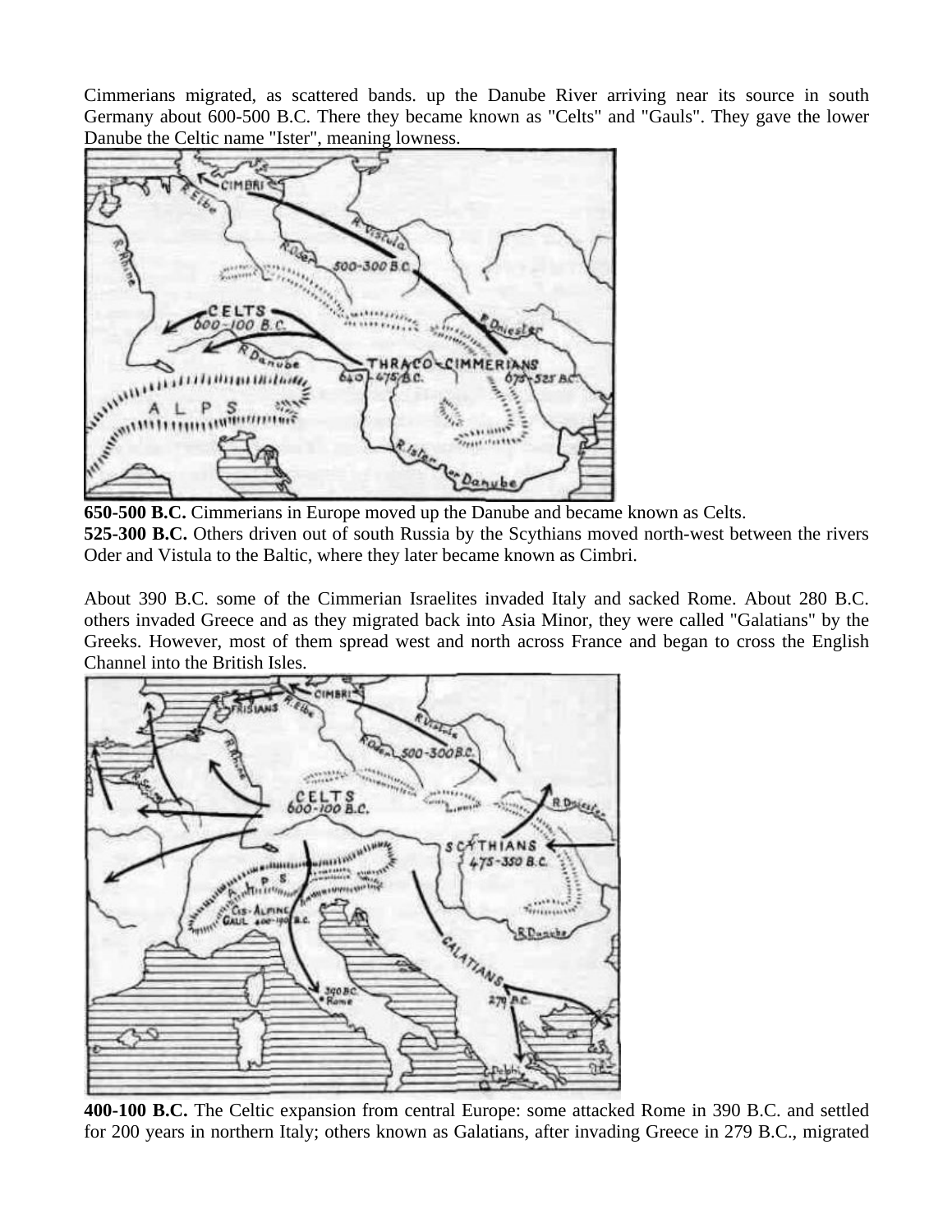Cimmerians migrated, as scattered bands. up the Danube River arriving near its source in south Germany about 600-500 B.C. There they became known as "Celts" and "Gauls". They gave the lower Danube the Celtic name "Ister", meaning lowness.

**650-500 B.C.** Cimmerians in Europe moved up the Danube and became known as Celts.
**525-300 B.C.** Others driven out of south Russia by the Scythians moved north-west between the rivers Oder and Vistula to the Baltic, where they later became known as Cimbri.

About 390 B.C. some of the Cimmerian Israelites invaded Italy and sacked Rome. About 280 B.C. others invaded Greece and as they migrated back into Asia Minor, they were called "Galatians" by the Greeks. However, most of them spread west and north across France and began to cross the English Channel into the British Isles.

**400-100 B.C.** The Celtic expansion from central Europe: some attacked Rome in 390 B.C. and settled for 200 years in northern Italy; others known as Galatians, after invading Greece in 279 B.C., migrated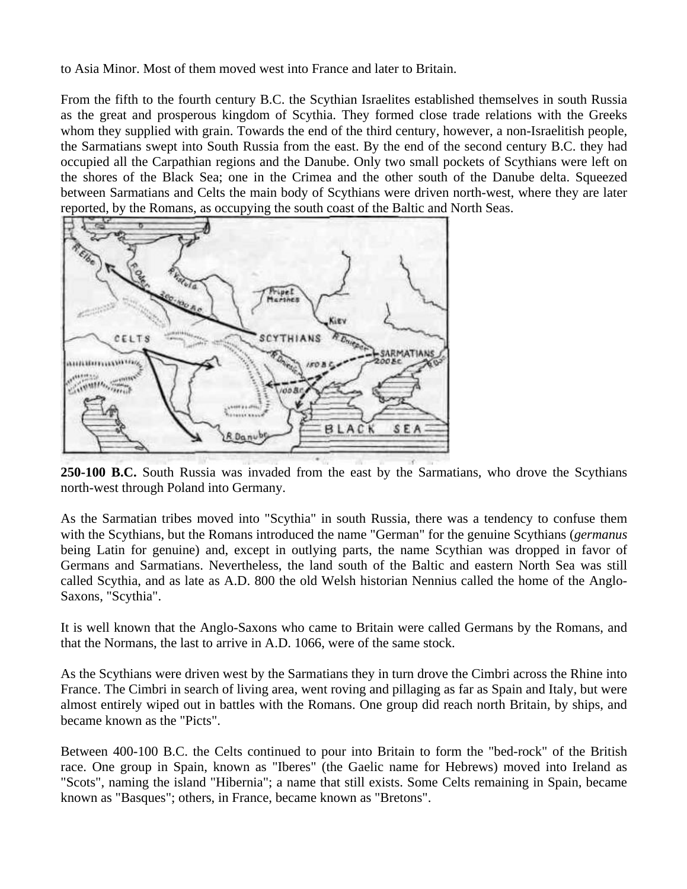to Asia Minor. Most of them moved west into France and later to Britain.

From the fifth to the fourth century B.C. the Scythian Israelites established themselves in south Russia as the great and prosperous kingdom of Scythia. They formed close trade relations with the Greeks whom they supplied with grain. Towards the end of the third century, however, a non-Israelitish people, the Sarmatians swept into South Russia from the east. By the end of the second century B.C. they had occupied all the Carpathian regions and the Danube. Only two small pockets of Scythians were left on the shores of the Black Sea; one in the Crimea and the other south of the Danube delta. Squeezed between Sarmatians and Celts the main body of Scythians were driven north-west, where they are later reported, by the Romans, as occupying the south coast of the Baltic and North Seas.

**250-100 B.C.** South Russia was invaded from the east by the Sarmatians, who drove the Scythians north-west through Poland into Germany.

As the Sarmatian tribes moved into "Scythia" in south Russia, there was a tendency to confuse them with the Scythians, but the Romans introduced the name "German" for the genuine Scythians (*germanus* being Latin for genuine) and, except in outlying parts, the name Scythian was dropped in favor of Germans and Sarmatians. Nevertheless, the land south of the Baltic and eastern North Sea was still called Scythia, and as late as A.D. 800 the old Welsh historian Nennius called the home of the Anglo-Saxons, "Scythia".

It is well known that the Anglo-Saxons who came to Britain were called Germans by the Romans, and that the Normans, the last to arrive in A.D. 1066, were of the same stock.

As the Scythians were driven west by the Sarmatians they in turn drove the Cimbri across the Rhine into France. The Cimbri in search of living area, went roving and pillaging as far as Spain and Italy, but were almost entirely wiped out in battles with the Romans. One group did reach north Britain, by ships, and became known as the "Picts".

Between 400-100 B.C. the Celts continued to pour into Britain to form the "bed-rock" of the British race. One group in Spain, known as "Iberes" (the Gaelic name for Hebrews) moved into Ireland as "Scots", naming the island "Hibernia"; a name that still exists. Some Celts remaining in Spain, became known as "Basques"; others, in France, became known as "Bretons".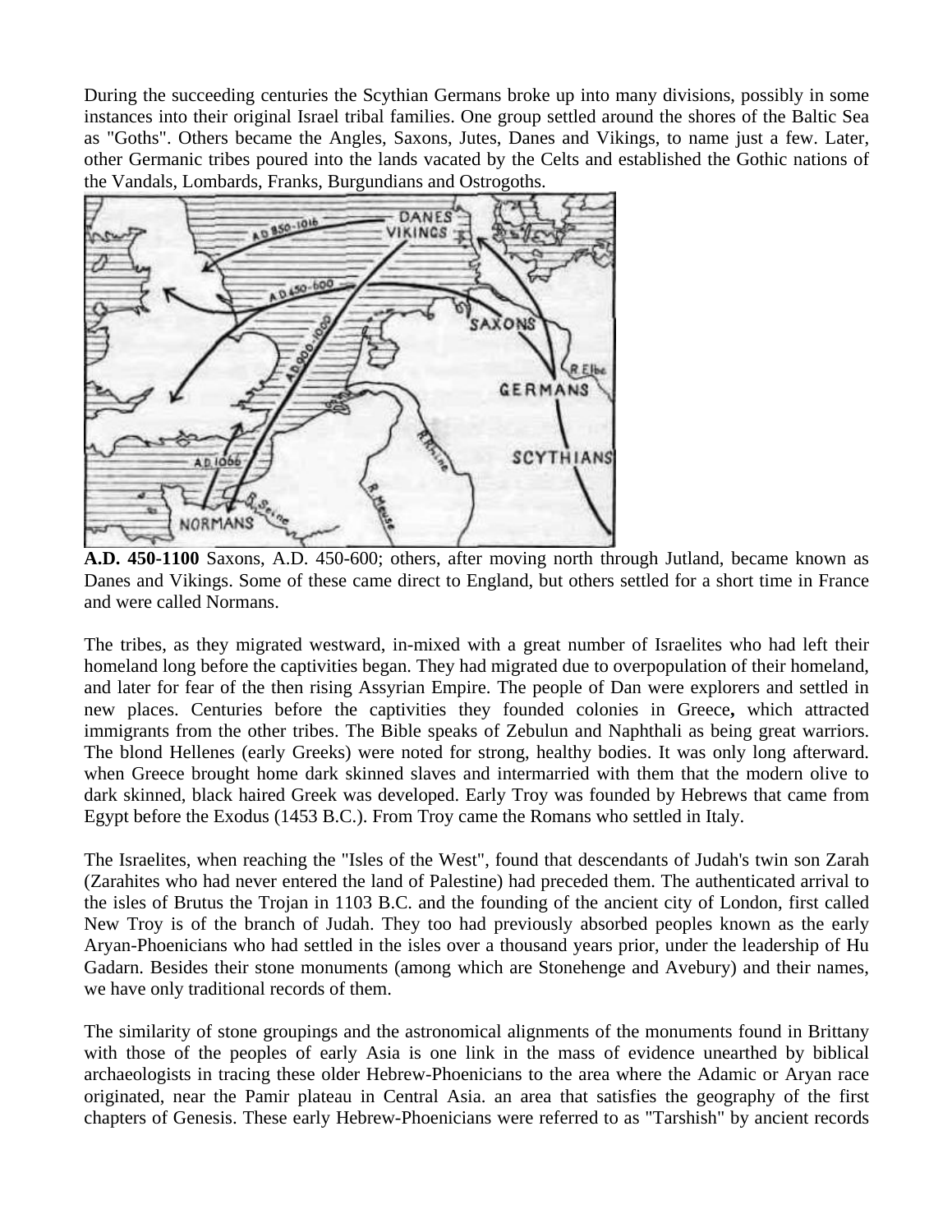During the succeeding centuries the Scythian Germans broke up into many divisions, possibly in some instances into their original Israel tribal families. One group settled around the shores of the Baltic Sea as "Goths". Others became the Angles, Saxons, Jutes, Danes and Vikings, to name just a few. Later, other Germanic tribes poured into the lands vacated by the Celts and established the Gothic nations of the Vandals, Lombards, Franks, Burgundians and Ostrogoths.

**A.D. 450-1100** Saxons, A.D. 450-600; others, after moving north through Jutland, became known as Danes and Vikings. Some of these came direct to England, but others settled for a short time in France and were called Normans.

The tribes, as they migrated westward, in-mixed with a great number of Israelites who had left their homeland long before the captivities began. They had migrated due to overpopulation of their homeland, and later for fear of the then rising Assyrian Empire. The people of Dan were explorers and settled in new places. Centuries before the captivities they founded colonies in Greece**,** which attracted immigrants from the other tribes. The Bible speaks of Zebulun and Naphthali as being great warriors. The blond Hellenes (early Greeks) were noted for strong, healthy bodies. It was only long afterward. when Greece brought home dark skinned slaves and intermarried with them that the modern olive to dark skinned, black haired Greek was developed. Early Troy was founded by Hebrews that came from Egypt before the Exodus (1453 B.C.). From Troy came the Romans who settled in Italy.

The Israelites, when reaching the "Isles of the West", found that descendants of Judah's twin son Zarah (Zarahites who had never entered the land of Palestine) had preceded them. The authenticated arrival to the isles of Brutus the Trojan in 1103 B.C. and the founding of the ancient city of London, first called New Troy is of the branch of Judah. They too had previously absorbed peoples known as the early Aryan-Phoenicians who had settled in the isles over a thousand years prior, under the leadership of Hu Gadarn. Besides their stone monuments (among which are Stonehenge and Avebury) and their names, we have only traditional records of them.

The similarity of stone groupings and the astronomical alignments of the monuments found in Brittany with those of the peoples of early Asia is one link in the mass of evidence unearthed by biblical archaeologists in tracing these older Hebrew-Phoenicians to the area where the Adamic or Aryan race originated, near the Pamir plateau in Central Asia. an area that satisfies the geography of the first chapters of Genesis. These early Hebrew-Phoenicians were referred to as "Tarshish" by ancient records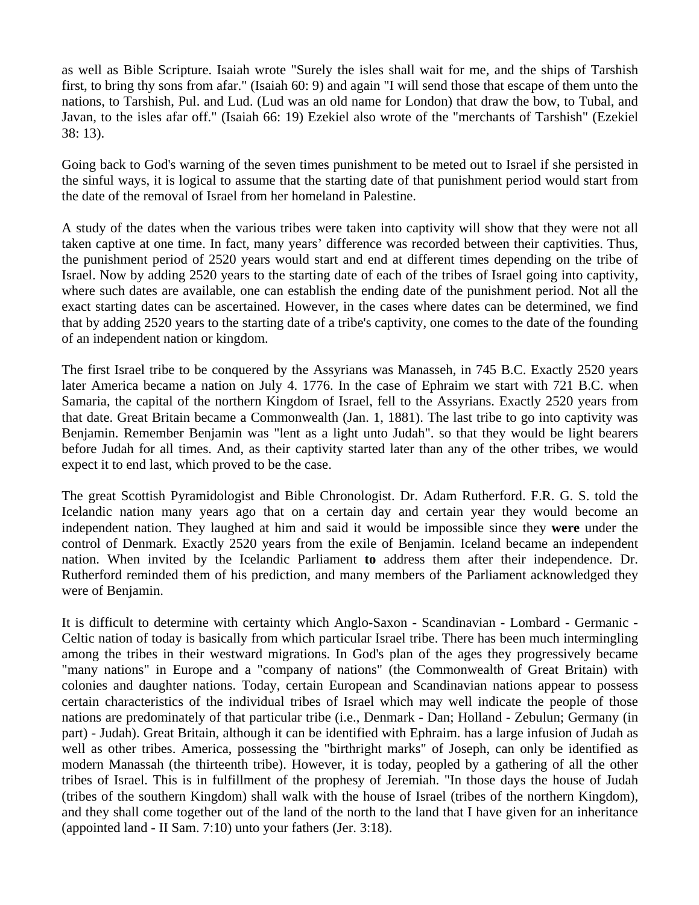as well as Bible Scripture. Isaiah wrote "Surely the isles shall wait for me, and the ships of Tarshish first, to bring thy sons from afar." (Isaiah 60: 9) and again "I will send those that escape of them unto the nations, to Tarshish, Pul. and Lud. (Lud was an old name for London) that draw the bow, to Tubal, and Javan, to the isles afar off." (Isaiah 66: 19) Ezekiel also wrote of the "merchants of Tarshish" (Ezekiel 38: 13).

Going back to God's warning of the seven times punishment to be meted out to Israel if she persisted in the sinful ways, it is logical to assume that the starting date of that punishment period would start from the date of the removal of Israel from her homeland in Palestine.

A study of the dates when the various tribes were taken into captivity will show that they were not all taken captive at one time. In fact, many years' difference was recorded between their captivities. Thus, the punishment period of 2520 years would start and end at different times depending on the tribe of Israel. Now by adding 2520 years to the starting date of each of the tribes of Israel going into captivity, where such dates are available, one can establish the ending date of the punishment period. Not all the exact starting dates can be ascertained. However, in the cases where dates can be determined, we find that by adding 2520 years to the starting date of a tribe's captivity, one comes to the date of the founding of an independent nation or kingdom.

The first Israel tribe to be conquered by the Assyrians was Manasseh, in 745 B.C. Exactly 2520 years later America became a nation on July 4. 1776. In the case of Ephraim we start with 721 B.C. when Samaria, the capital of the northern Kingdom of Israel, fell to the Assyrians. Exactly 2520 years from that date. Great Britain became a Commonwealth (Jan. 1, 1881). The last tribe to go into captivity was Benjamin. Remember Benjamin was "lent as a light unto Judah". so that they would be light bearers before Judah for all times. And, as their captivity started later than any of the other tribes, we would expect it to end last, which proved to be the case.

The great Scottish Pyramidologist and Bible Chronologist. Dr. Adam Rutherford. F.R. G. S. told the Icelandic nation many years ago that on a certain day and certain year they would become an independent nation. They laughed at him and said it would be impossible since they **were** under the control of Denmark. Exactly 2520 years from the exile of Benjamin. Iceland became an independent nation. When invited by the Icelandic Parliament **to** address them after their independence. Dr. Rutherford reminded them of his prediction, and many members of the Parliament acknowledged they were of Benjamin.

It is difficult to determine with certainty which Anglo-Saxon - Scandinavian - Lombard - Germanic - Celtic nation of today is basically from which particular Israel tribe. There has been much intermingling among the tribes in their westward migrations. In God's plan of the ages they progressively became "many nations" in Europe and a "company of nations" (the Commonwealth of Great Britain) with colonies and daughter nations. Today, certain European and Scandinavian nations appear to possess certain characteristics of the individual tribes of Israel which may well indicate the people of those nations are predominately of that particular tribe (i.e., Denmark - Dan; Holland - Zebulun; Germany (in part) - Judah). Great Britain, although it can be identified with Ephraim. has a large infusion of Judah as well as other tribes. America, possessing the "birthright marks" of Joseph, can only be identified as modern Manassah (the thirteenth tribe). However, it is today, peopled by a gathering of all the other tribes of Israel. This is in fulfillment of the prophesy of Jeremiah. "In those days the house of Judah (tribes of the southern Kingdom) shall walk with the house of Israel (tribes of the northern Kingdom), and they shall come together out of the land of the north to the land that I have given for an inheritance (appointed land - II Sam. 7:10) unto your fathers (Jer. 3:18).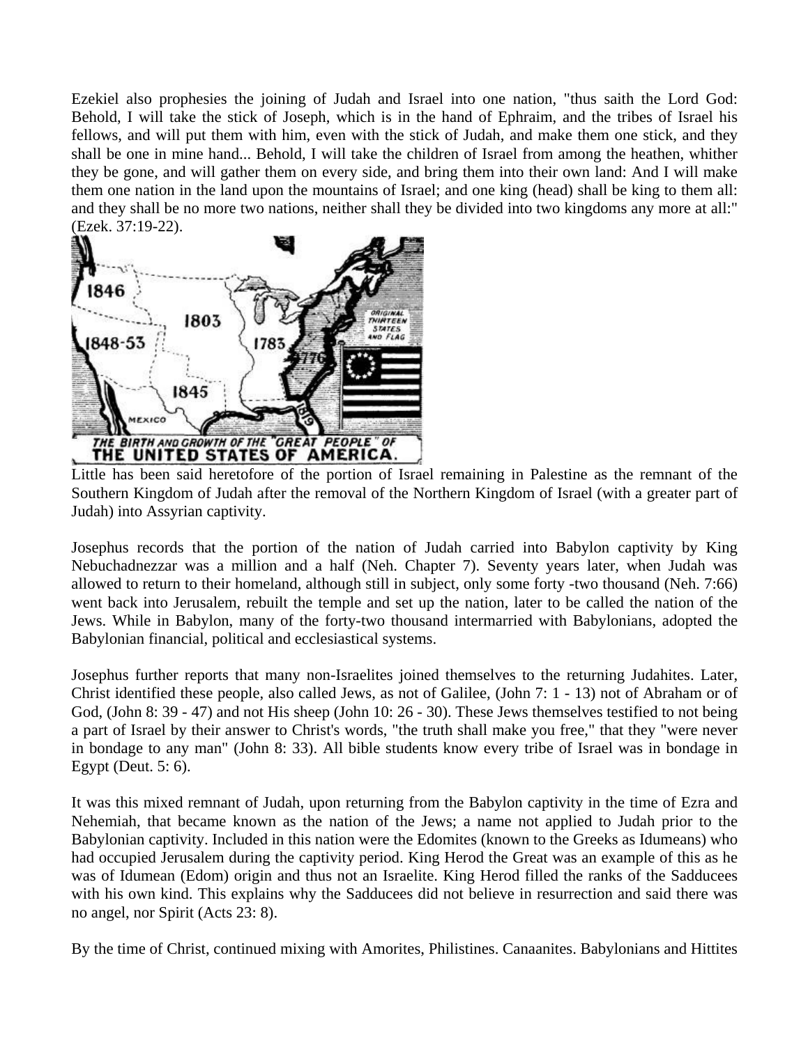Ezekiel also prophesies the joining of Judah and Israel into one nation, "thus saith the Lord God: Behold, I will take the stick of Joseph, which is in the hand of Ephraim, and the tribes of Israel his fellows, and will put them with him, even with the stick of Judah, and make them one stick, and they shall be one in mine hand... Behold, I will take the children of Israel from among the heathen, whither they be gone, and will gather them on every side, and bring them into their own land: And I will make them one nation in the land upon the mountains of Israel; and one king (head) shall be king to them all: and they shall be no more two nations, neither shall they be divided into two kingdoms any more at all:" (Ezek. 37:19-22).

Little has been said heretofore of the portion of Israel remaining in Palestine as the remnant of the Southern Kingdom of Judah after the removal of the Northern Kingdom of Israel (with a greater part of Judah) into Assyrian captivity.

Josephus records that the portion of the nation of Judah carried into Babylon captivity by King Nebuchadnezzar was a million and a half (Neh. Chapter 7). Seventy years later, when Judah was allowed to return to their homeland, although still in subject, only some forty -two thousand (Neh. 7:66) went back into Jerusalem, rebuilt the temple and set up the nation, later to be called the nation of the Jews. While in Babylon, many of the forty-two thousand intermarried with Babylonians, adopted the Babylonian financial, political and ecclesiastical systems.

Josephus further reports that many non-Israelites joined themselves to the returning Judahites. Later, Christ identified these people, also called Jews, as not of Galilee, (John 7: 1 - 13) not of Abraham or of God, (John 8: 39 - 47) and not His sheep (John 10: 26 - 30). These Jews themselves testified to not being a part of Israel by their answer to Christ's words, "the truth shall make you free," that they "were never in bondage to any man" (John 8: 33). All bible students know every tribe of Israel was in bondage in Egypt (Deut. 5: 6).

It was this mixed remnant of Judah, upon returning from the Babylon captivity in the time of Ezra and Nehemiah, that became known as the nation of the Jews; a name not applied to Judah prior to the Babylonian captivity. Included in this nation were the Edomites (known to the Greeks as Idumeans) who had occupied Jerusalem during the captivity period. King Herod the Great was an example of this as he was of Idumean (Edom) origin and thus not an Israelite. King Herod filled the ranks of the Sadducees with his own kind. This explains why the Sadducees did not believe in resurrection and said there was no angel, nor Spirit (Acts 23: 8).

By the time of Christ, continued mixing with Amorites, Philistines. Canaanites. Babylonians and Hittites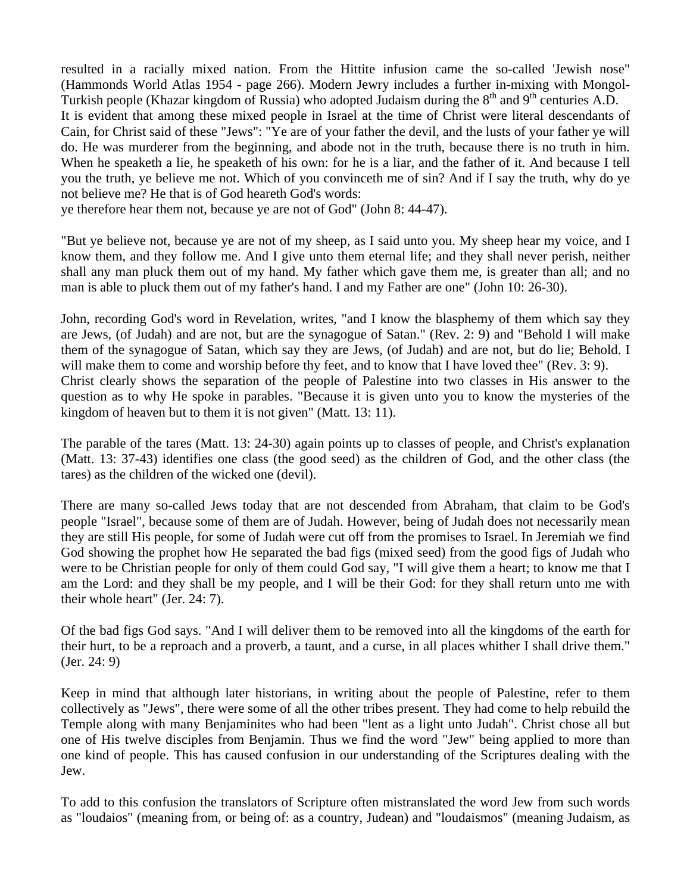resulted in a racially mixed nation. From the Hittite infusion came the so-called 'Jewish nose" (Hammonds World Atlas 1954 - page 266). Modern Jewry includes a further in-mixing with Mongol-Turkish people (Khazar kingdom of Russia) who adopted Judaism during the 8th and 9th centuries A.D.
It is evident that among these mixed people in Israel at the time of Christ were literal descendants of Cain, for Christ said of these "Jews": "Ye are of your father the devil, and the lusts of your father ye will do. He was murderer from the beginning, and abode not in the truth, because there is no truth in him. When he speaketh a lie, he speaketh of his own: for he is a liar, and the father of it. And because I tell you the truth, ye believe me not. Which of you convinceth me of sin? And if I say the truth, why do ye not believe me? He that is of God heareth God's words:
ye therefore hear them not, because ye are not of God" (John 8: 44-47).

"But ye believe not, because ye are not of my sheep, as I said unto you. My sheep hear my voice, and I know them, and they follow me. And I give unto them eternal life; and they shall never perish, neither shall any man pluck them out of my hand. My father which gave them me, is greater than all; and no man is able to pluck them out of my father's hand. I and my Father are one" (John 10: 26-30).

John, recording God's word in Revelation, writes, "and I know the blasphemy of them which say they are Jews, (of Judah) and are not, but are the synagogue of Satan." (Rev. 2: 9) and "Behold I will make them of the synagogue of Satan, which say they are Jews, (of Judah) and are not, but do lie; Behold. I will make them to come and worship before thy feet, and to know that I have loved thee" (Rev. 3: 9).
Christ clearly shows the separation of the people of Palestine into two classes in His answer to the question as to why He spoke in parables. "Because it is given unto you to know the mysteries of the kingdom of heaven but to them it is not given" (Matt. 13: 11).

The parable of the tares (Matt. 13: 24-30) again points up to classes of people, and Christ's explanation (Matt. 13: 37-43) identifies one class (the good seed) as the children of God, and the other class (the tares) as the children of the wicked one (devil).

There are many so-called Jews today that are not descended from Abraham, that claim to be God's people "Israel", because some of them are of Judah. However, being of Judah does not necessarily mean they are still His people, for some of Judah were cut off from the promises to Israel. In Jeremiah we find God showing the prophet how He separated the bad figs (mixed seed) from the good figs of Judah who were to be Christian people for only of them could God say, "I will give them a heart; to know me that I am the Lord: and they shall be my people, and I will be their God: for they shall return unto me with their whole heart" (Jer. 24: 7).

Of the bad figs God says. "And I will deliver them to be removed into all the kingdoms of the earth for their hurt, to be a reproach and a proverb, a taunt, and a curse, in all places whither I shall drive them." (Jer. 24: 9)

Keep in mind that although later historians, in writing about the people of Palestine, refer to them collectively as "Jews", there were some of all the other tribes present. They had come to help rebuild the Temple along with many Benjaminites who had been "lent as a light unto Judah". Christ chose all but one of His twelve disciples from Benjamin. Thus we find the word "Jew" being applied to more than one kind of people. This has caused confusion in our understanding of the Scriptures dealing with the Jew.

To add to this confusion the translators of Scripture often mistranslated the word Jew from such words as "loudaios" (meaning from, or being of: as a country, Judean) and "loudaismos" (meaning Judaism, as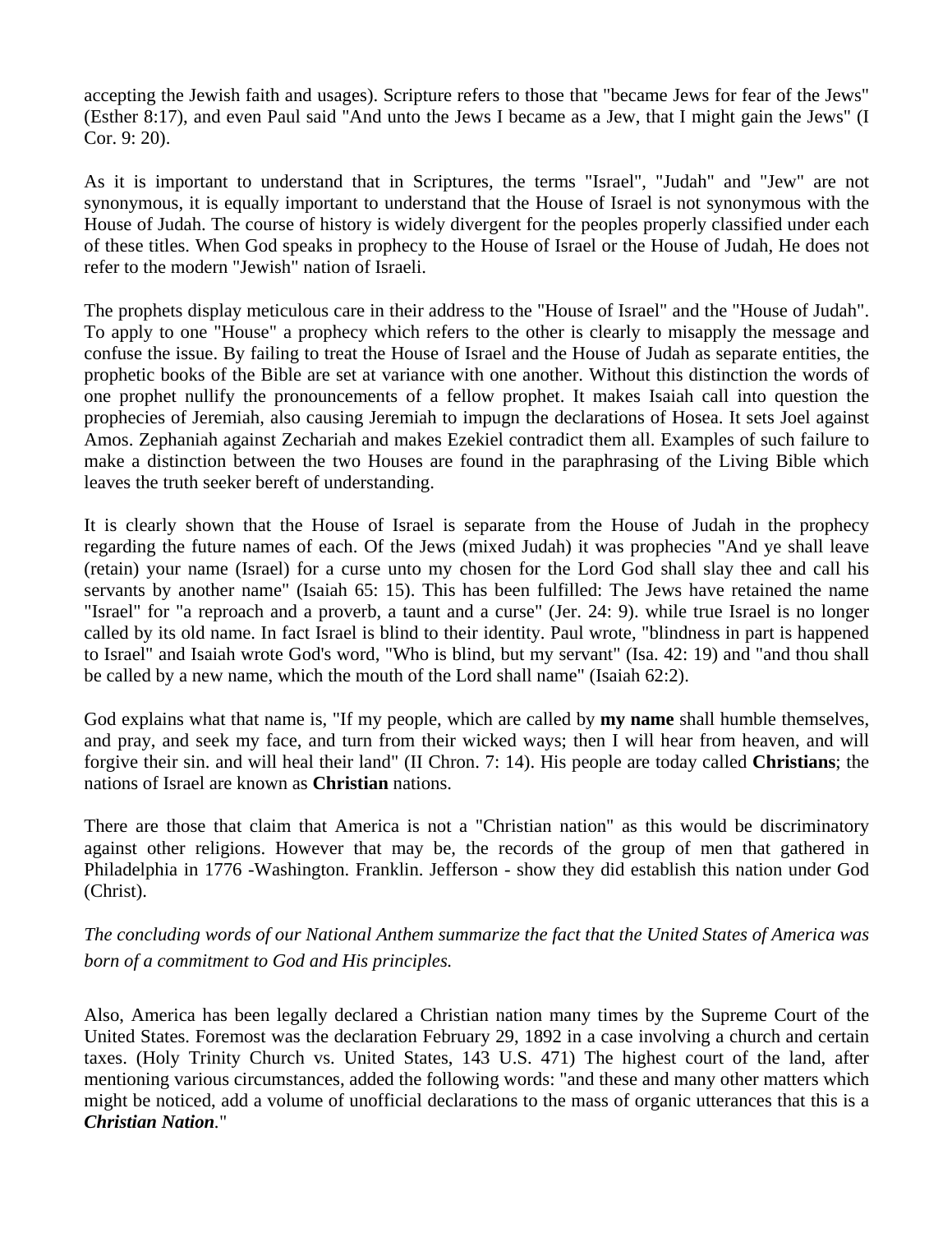accepting the Jewish faith and usages). Scripture refers to those that "became Jews for fear of the Jews" (Esther 8:17), and even Paul said "And unto the Jews I became as a Jew, that I might gain the Jews" (I Cor. 9: 20).

As it is important to understand that in Scriptures, the terms "Israel", "Judah" and "Jew" are not synonymous, it is equally important to understand that the House of Israel is not synonymous with the House of Judah. The course of history is widely divergent for the peoples properly classified under each of these titles. When God speaks in prophecy to the House of Israel or the House of Judah, He does not refer to the modern "Jewish" nation of Israeli.

The prophets display meticulous care in their address to the "House of Israel" and the "House of Judah". To apply to one "House" a prophecy which refers to the other is clearly to misapply the message and confuse the issue. By failing to treat the House of Israel and the House of Judah as separate entities, the prophetic books of the Bible are set at variance with one another. Without this distinction the words of one prophet nullify the pronouncements of a fellow prophet. It makes Isaiah call into question the prophecies of Jeremiah, also causing Jeremiah to impugn the declarations of Hosea. It sets Joel against Amos. Zephaniah against Zechariah and makes Ezekiel contradict them all. Examples of such failure to make a distinction between the two Houses are found in the paraphrasing of the Living Bible which leaves the truth seeker bereft of understanding.

It is clearly shown that the House of Israel is separate from the House of Judah in the prophecy regarding the future names of each. Of the Jews (mixed Judah) it was prophecies "And ye shall leave (retain) your name (Israel) for a curse unto my chosen for the Lord God shall slay thee and call his servants by another name" (Isaiah 65: 15). This has been fulfilled: The Jews have retained the name "Israel" for "a reproach and a proverb, a taunt and a curse" (Jer. 24: 9). while true Israel is no longer called by its old name. In fact Israel is blind to their identity. Paul wrote, "blindness in part is happened to Israel" and Isaiah wrote God's word, "Who is blind, but my servant" (Isa. 42: 19) and "and thou shall be called by a new name, which the mouth of the Lord shall name" (Isaiah 62:2).

God explains what that name is, "If my people, which are called by **my name** shall humble themselves, and pray, and seek my face, and turn from their wicked ways; then I will hear from heaven, and will forgive their sin. and will heal their land" (II Chron. 7: 14). His people are today called **Christians**; the nations of Israel are known as **Christian** nations.

There are those that claim that America is not a "Christian nation" as this would be discriminatory against other religions. However that may be, the records of the group of men that gathered in Philadelphia in 1776 -Washington. Franklin. Jefferson - show they did establish this nation under God (Christ).

*The concluding words of our National Anthem summarize the fact that the United States of America was born of a commitment to God and His principles.*

Also, America has been legally declared a Christian nation many times by the Supreme Court of the United States. Foremost was the declaration February 29, 1892 in a case involving a church and certain taxes. (Holy Trinity Church vs. United States, 143 U.S. 471) The highest court of the land, after mentioning various circumstances, added the following words: "and these and many other matters which might be noticed, add a volume of unofficial declarations to the mass of organic utterances that this is a ***Christian Nation***."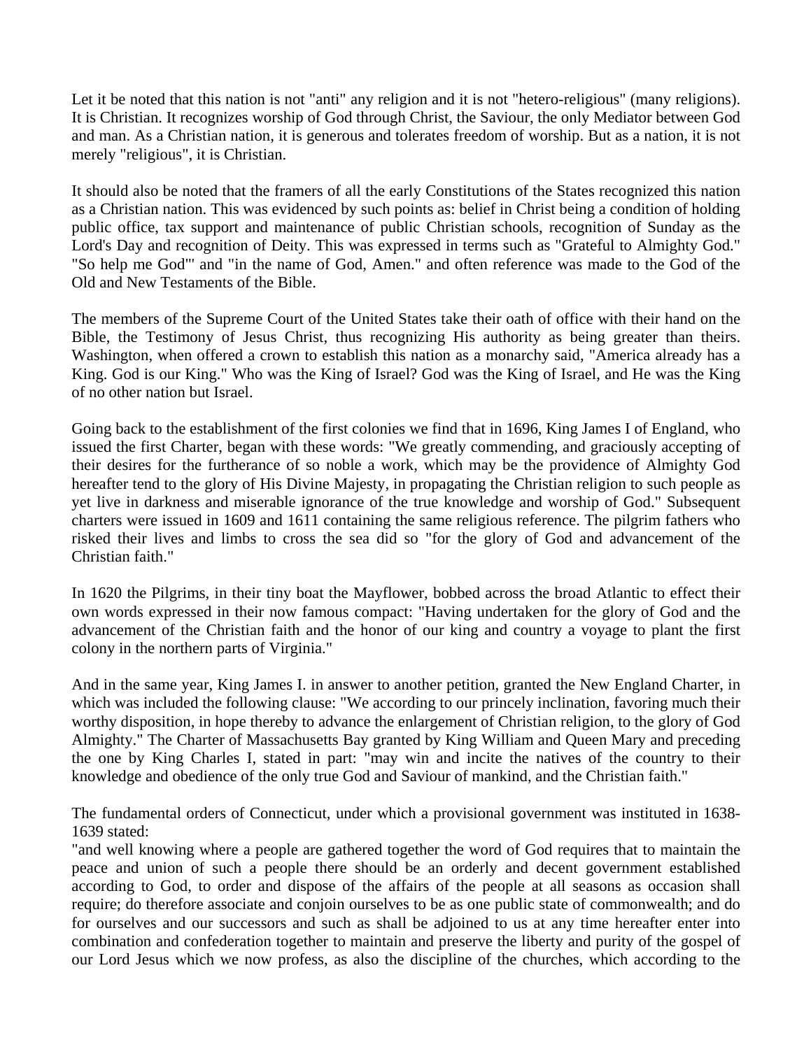Let it be noted that this nation is not "anti" any religion and it is not "hetero-religious" (many religions). It is Christian. It recognizes worship of God through Christ, the Saviour, the only Mediator between God and man. As a Christian nation, it is generous and tolerates freedom of worship. But as a nation, it is not merely "religious", it is Christian.

It should also be noted that the framers of all the early Constitutions of the States recognized this nation as a Christian nation. This was evidenced by such points as: belief in Christ being a condition of holding public office, tax support and maintenance of public Christian schools, recognition of Sunday as the Lord's Day and recognition of Deity. This was expressed in terms such as "Grateful to Almighty God." "So help me God"' and "in the name of God, Amen." and often reference was made to the God of the Old and New Testaments of the Bible.

The members of the Supreme Court of the United States take their oath of office with their hand on the Bible, the Testimony of Jesus Christ, thus recognizing His authority as being greater than theirs. Washington, when offered a crown to establish this nation as a monarchy said, "America already has a King. God is our King." Who was the King of Israel? God was the King of Israel, and He was the King of no other nation but Israel.

Going back to the establishment of the first colonies we find that in 1696, King James I of England, who issued the first Charter, began with these words: "We greatly commending, and graciously accepting of their desires for the furtherance of so noble a work, which may be the providence of Almighty God hereafter tend to the glory of His Divine Majesty, in propagating the Christian religion to such people as yet live in darkness and miserable ignorance of the true knowledge and worship of God." Subsequent charters were issued in 1609 and 1611 containing the same religious reference. The pilgrim fathers who risked their lives and limbs to cross the sea did so "for the glory of God and advancement of the Christian faith."

In 1620 the Pilgrims, in their tiny boat the Mayflower, bobbed across the broad Atlantic to effect their own words expressed in their now famous compact: "Having undertaken for the glory of God and the advancement of the Christian faith and the honor of our king and country a voyage to plant the first colony in the northern parts of Virginia."

And in the same year, King James I. in answer to another petition, granted the New England Charter, in which was included the following clause: "We according to our princely inclination, favoring much their worthy disposition, in hope thereby to advance the enlargement of Christian religion, to the glory of God Almighty." The Charter of Massachusetts Bay granted by King William and Queen Mary and preceding the one by King Charles I, stated in part: "may win and incite the natives of the country to their knowledge and obedience of the only true God and Saviour of mankind, and the Christian faith."

The fundamental orders of Connecticut, under which a provisional government was instituted in 1638-1639 stated:
"and well knowing where a people are gathered together the word of God requires that to maintain the peace and union of such a people there should be an orderly and decent government established according to God, to order and dispose of the affairs of the people at all seasons as occasion shall require; do therefore associate and conjoin ourselves to be as one public state of commonwealth; and do for ourselves and our successors and such as shall be adjoined to us at any time hereafter enter into combination and confederation together to maintain and preserve the liberty and purity of the gospel of our Lord Jesus which we now profess, as also the discipline of the churches, which according to the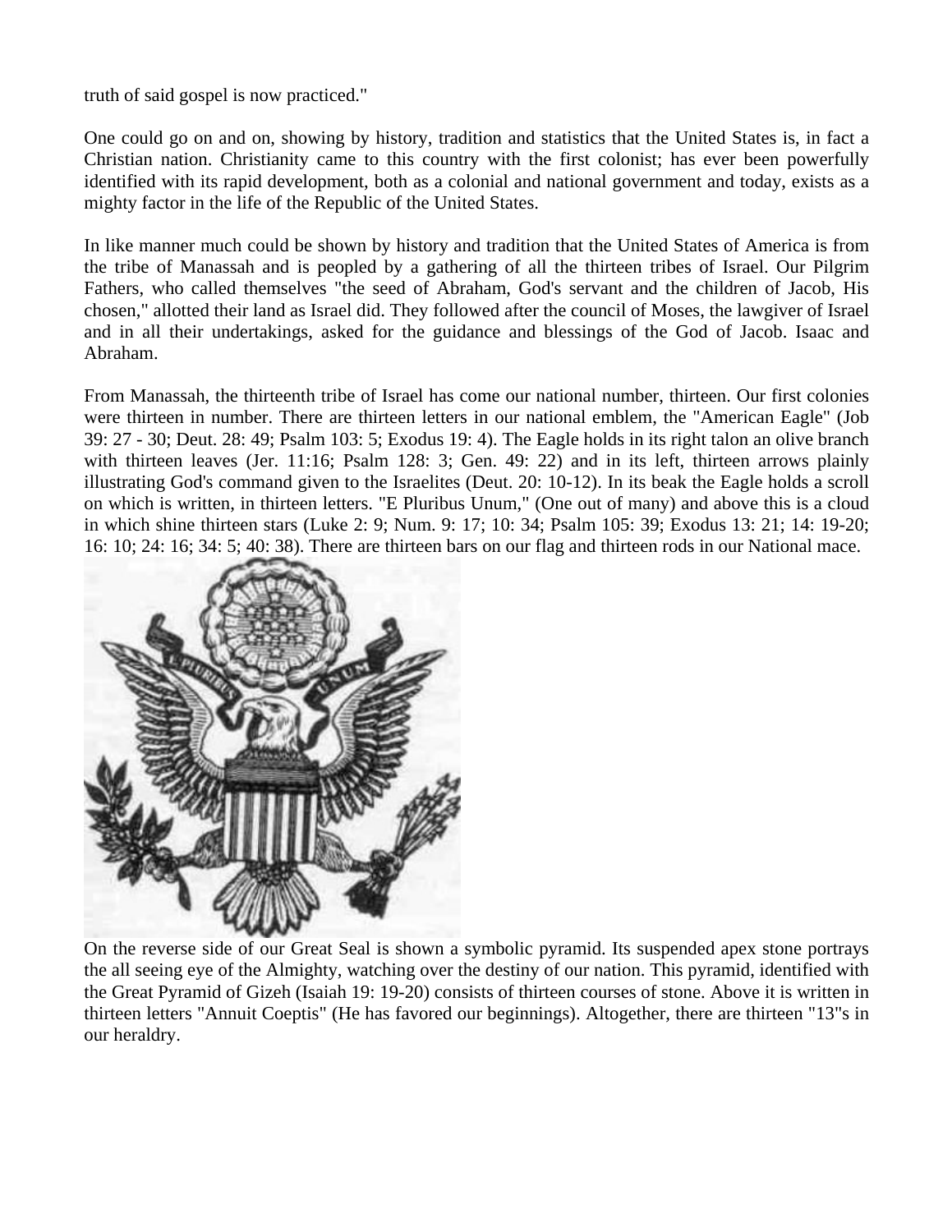truth of said gospel is now practiced."

One could go on and on, showing by history, tradition and statistics that the United States is, in fact a Christian nation. Christianity came to this country with the first colonist; has ever been powerfully identified with its rapid development, both as a colonial and national government and today, exists as a mighty factor in the life of the Republic of the United States.

In like manner much could be shown by history and tradition that the United States of America is from the tribe of Manassah and is peopled by a gathering of all the thirteen tribes of Israel. Our Pilgrim Fathers, who called themselves "the seed of Abraham, God's servant and the children of Jacob, His chosen," allotted their land as Israel did. They followed after the council of Moses, the lawgiver of Israel and in all their undertakings, asked for the guidance and blessings of the God of Jacob. Isaac and Abraham.

From Manassah, the thirteenth tribe of Israel has come our national number, thirteen. Our first colonies were thirteen in number. There are thirteen letters in our national emblem, the "American Eagle" (Job 39: 27 - 30; Deut. 28: 49; Psalm 103: 5; Exodus 19: 4). The Eagle holds in its right talon an olive branch with thirteen leaves (Jer. 11:16; Psalm 128: 3; Gen. 49: 22) and in its left, thirteen arrows plainly illustrating God's command given to the Israelites (Deut. 20: 10-12). In its beak the Eagle holds a scroll on which is written, in thirteen letters. "E Pluribus Unum," (One out of many) and above this is a cloud in which shine thirteen stars (Luke 2: 9; Num. 9: 17; 10: 34; Psalm 105: 39; Exodus 13: 21; 14: 19-20; 16: 10; 24: 16; 34: 5; 40: 38). There are thirteen bars on our flag and thirteen rods in our National mace.

On the reverse side of our Great Seal is shown a symbolic pyramid. Its suspended apex stone portrays the all seeing eye of the Almighty, watching over the destiny of our nation. This pyramid, identified with the Great Pyramid of Gizeh (Isaiah 19: 19-20) consists of thirteen courses of stone. Above it is written in thirteen letters "Annuit Coeptis" (He has favored our beginnings). Altogether, there are thirteen "13"s in our heraldry.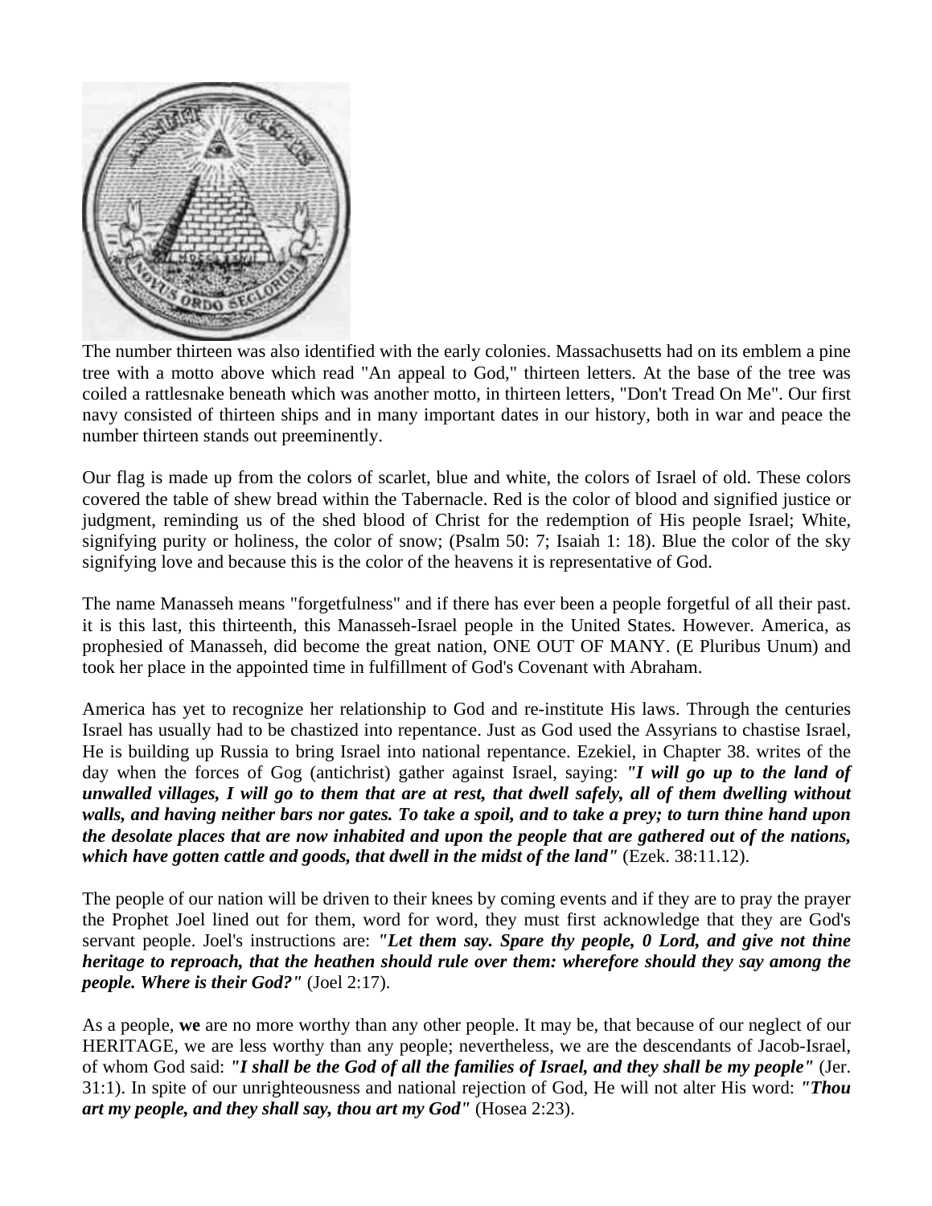The number thirteen was also identified with the early colonies. Massachusetts had on its emblem a pine tree with a motto above which read "An appeal to God," thirteen letters. At the base of the tree was coiled a rattlesnake beneath which was another motto, in thirteen letters, "Don't Tread On Me". Our first navy consisted of thirteen ships and in many important dates in our history, both in war and peace the number thirteen stands out preeminently.

Our flag is made up from the colors of scarlet, blue and white, the colors of Israel of old. These colors covered the table of shew bread within the Tabernacle. Red is the color of blood and signified justice or judgment, reminding us of the shed blood of Christ for the redemption of His people Israel; White, signifying purity or holiness, the color of snow; (Psalm 50: 7; Isaiah 1: 18). Blue the color of the sky signifying love and because this is the color of the heavens it is representative of God.

The name Manasseh means "forgetfulness" and if there has ever been a people forgetful of all their past. it is this last, this thirteenth, this Manasseh-Israel people in the United States. However. America, as prophesied of Manasseh, did become the great nation, ONE OUT OF MANY. (E Pluribus Unum) and took her place in the appointed time in fulfillment of God's Covenant with Abraham.

America has yet to recognize her relationship to God and re-institute His laws. Through the centuries Israel has usually had to be chastized into repentance. Just as God used the Assyrians to chastise Israel, He is building up Russia to bring Israel into national repentance. Ezekiel, in Chapter 38. writes of the day when the forces of Gog (antichrist) gather against Israel, saying: ***"I will go up to the land of unwalled villages, I will go to them that are at rest, that dwell safely, all of them dwelling without walls, and having neither bars nor gates. To take a spoil, and to take a prey; to turn thine hand upon the desolate places that are now inhabited and upon the people that are gathered out of the nations, which have gotten cattle and goods, that dwell in the midst of the land"*** (Ezek. 38:11.12).

The people of our nation will be driven to their knees by coming events and if they are to pray the prayer the Prophet Joel lined out for them, word for word, they must first acknowledge that they are God's servant people. Joel's instructions are: ***"Let them say. Spare thy people, 0 Lord, and give not thine heritage to reproach, that the heathen should rule over them: wherefore should they say among the people. Where is their God?"*** (Joel 2:17).

As a people, **we** are no more worthy than any other people. It may be, that because of our neglect of our HERITAGE, we are less worthy than any people; nevertheless, we are the descendants of Jacob-Israel, of whom God said: ***"I shall be the God of all the families of Israel, and they shall be my people"*** (Jer. 31:1). In spite of our unrighteousness and national rejection of God, He will not alter His word: ***"Thou art my people, and they shall say, thou art my God"*** (Hosea 2:23).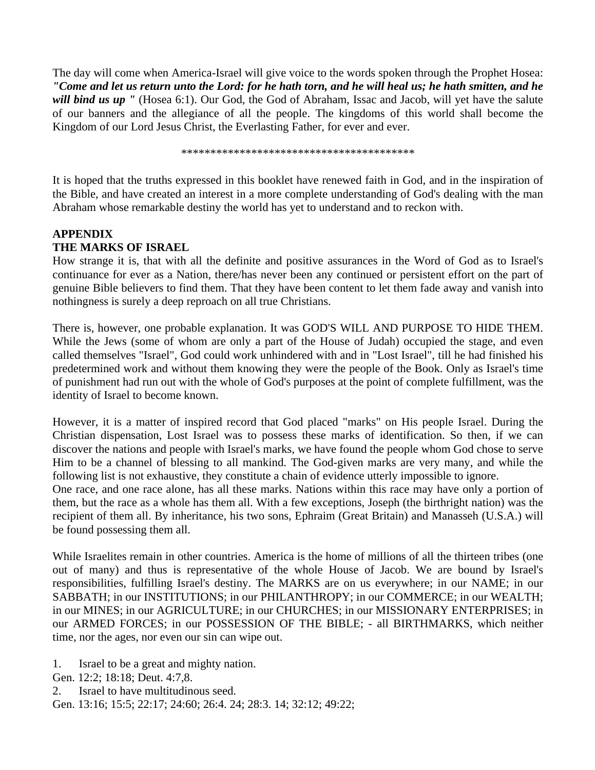The day will come when America-Israel will give voice to the words spoken through the Prophet Hosea: ***"Come and let us return unto the Lord: for he hath torn, and he will heal us; he hath smitten, and he will bind us up "*** (Hosea 6:1). Our God, the God of Abraham, Issac and Jacob, will yet have the salute of our banners and the allegiance of all the people. The kingdoms of this world shall become the Kingdom of our Lord Jesus Christ, the Everlasting Father, for ever and ever.

****************************************

It is hoped that the truths expressed in this booklet have renewed faith in God, and in the inspiration of the Bible, and have created an interest in a more complete understanding of God's dealing with the man Abraham whose remarkable destiny the world has yet to understand and to reckon with.

**APPENDIX**
**THE MARKS OF ISRAEL**

How strange it is, that with all the definite and positive assurances in the Word of God as to Israel's continuance for ever as a Nation, there/has never been any continued or persistent effort on the part of genuine Bible believers to find them. That they have been content to let them fade away and vanish into nothingness is surely a deep reproach on all true Christians.

There is, however, one probable explanation. It was GOD'S WILL AND PURPOSE TO HIDE THEM. While the Jews (some of whom are only a part of the House of Judah) occupied the stage, and even called themselves "Israel", God could work unhindered with and in "Lost Israel", till he had finished his predetermined work and without them knowing they were the people of the Book. Only as Israel's time of punishment had run out with the whole of God's purposes at the point of complete fulfillment, was the identity of Israel to become known.

However, it is a matter of inspired record that God placed "marks" on His people Israel. During the Christian dispensation, Lost Israel was to possess these marks of identification. So then, if we can discover the nations and people with Israel's marks, we have found the people whom God chose to serve Him to be a channel of blessing to all mankind. The God-given marks are very many, and while the following list is not exhaustive, they constitute a chain of evidence utterly impossible to ignore.
One race, and one race alone, has all these marks. Nations within this race may have only a portion of them, but the race as a whole has them all. With a few exceptions, Joseph (the birthright nation) was the recipient of them all. By inheritance, his two sons, Ephraim (Great Britain) and Manasseh (U.S.A.) will be found possessing them all.

While Israelites remain in other countries. America is the home of millions of all the thirteen tribes (one out of many) and thus is representative of the whole House of Jacob. We are bound by Israel's responsibilities, fulfilling Israel's destiny. The MARKS are on us everywhere; in our NAME; in our SABBATH; in our INSTITUTIONS; in our PHILANTHROPY; in our COMMERCE; in our WEALTH; in our MINES; in our AGRICULTURE; in our CHURCHES; in our MISSIONARY ENTERPRISES; in our ARMED FORCES; in our POSSESSION OF THE BIBLE; - all BIRTHMARKS, which neither time, nor the ages, nor even our sin can wipe out.

1. Israel to be a great and mighty nation.

Gen. 12:2; 18:18; Deut. 4:7,8.

2. Israel to have multitudinous seed.

Gen. 13:16; 15:5; 22:17; 24:60; 26:4. 24; 28:3. 14; 32:12; 49:22;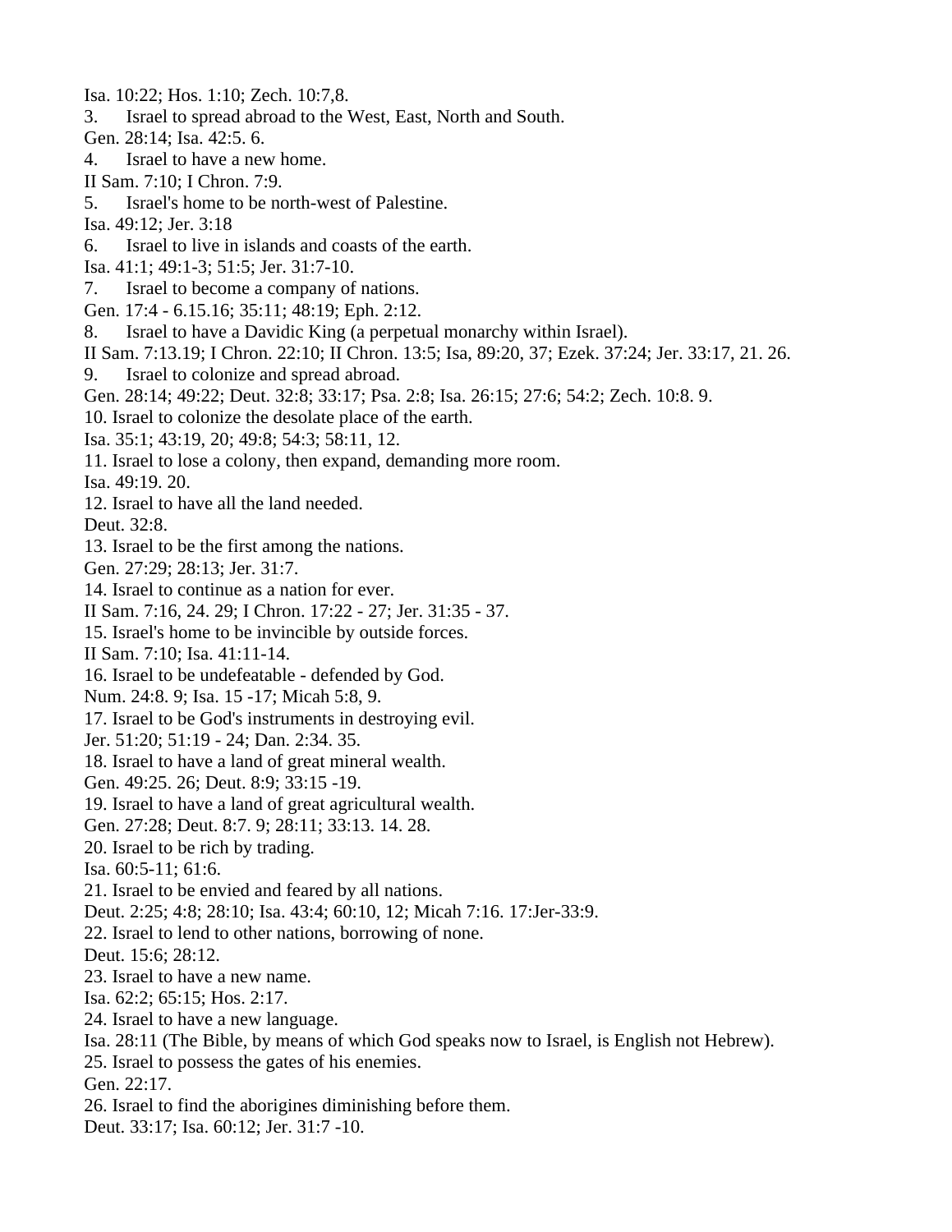Isa. 10:22; Hos. 1:10; Zech. 10:7,8.

3. Israel to spread abroad to the West, East, North and South.

Gen. 28:14; Isa. 42:5. 6.

4. Israel to have a new home.

II Sam. 7:10; I Chron. 7:9.

5. Israel's home to be north-west of Palestine.

Isa. 49:12; Jer. 3:18

6. Israel to live in islands and coasts of the earth.

Isa. 41:1; 49:1-3; 51:5; Jer. 31:7-10.

7. Israel to become a company of nations.

Gen. 17:4 - 6.15.16; 35:11; 48:19; Eph. 2:12.

8. Israel to have a Davidic King (a perpetual monarchy within Israel).

II Sam. 7:13.19; I Chron. 22:10; II Chron. 13:5; Isa, 89:20, 37; Ezek. 37:24; Jer. 33:17, 21. 26.

9. Israel to colonize and spread abroad.

Gen. 28:14; 49:22; Deut. 32:8; 33:17; Psa. 2:8; Isa. 26:15; 27:6; 54:2; Zech. 10:8. 9.

10. Israel to colonize the desolate place of the earth.

Isa. 35:1; 43:19, 20; 49:8; 54:3; 58:11, 12.

11. Israel to lose a colony, then expand, demanding more room.

Isa. 49:19. 20.

12. Israel to have all the land needed.

Deut. 32:8.

13. Israel to be the first among the nations.

Gen. 27:29; 28:13; Jer. 31:7.

14. Israel to continue as a nation for ever.

II Sam. 7:16, 24. 29; I Chron. 17:22 - 27; Jer. 31:35 - 37.

15. Israel's home to be invincible by outside forces.

II Sam. 7:10; Isa. 41:11-14.

16. Israel to be undefeatable - defended by God.

Num. 24:8. 9; Isa. 15 -17; Micah 5:8, 9.

17. Israel to be God's instruments in destroying evil.

Jer. 51:20; 51:19 - 24; Dan. 2:34. 35.

18. Israel to have a land of great mineral wealth.

Gen. 49:25. 26; Deut. 8:9; 33:15 -19.

19. Israel to have a land of great agricultural wealth.

Gen. 27:28; Deut. 8:7. 9; 28:11; 33:13. 14. 28.

20. Israel to be rich by trading.

Isa. 60:5-11; 61:6.

21. Israel to be envied and feared by all nations.

Deut. 2:25; 4:8; 28:10; Isa. 43:4; 60:10, 12; Micah 7:16. 17:Jer-33:9.

22. Israel to lend to other nations, borrowing of none.

Deut. 15:6; 28:12.

23. Israel to have a new name.

Isa. 62:2; 65:15; Hos. 2:17.

24. Israel to have a new language.

Isa. 28:11 (The Bible, by means of which God speaks now to Israel, is English not Hebrew).

25. Israel to possess the gates of his enemies.

Gen. 22:17.

26. Israel to find the aborigines diminishing before them.

Deut. 33:17; Isa. 60:12; Jer. 31:7 -10.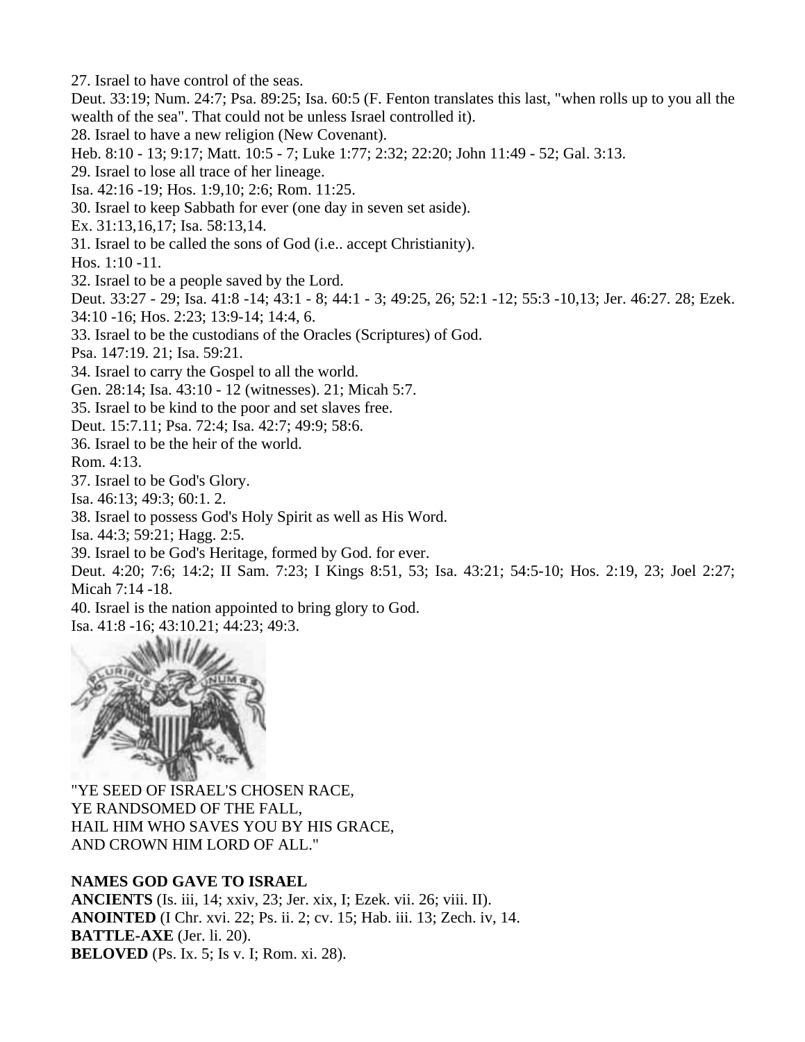27. Israel to have control of the seas.
Deut. 33:19; Num. 24:7; Psa. 89:25; Isa. 60:5 (F. Fenton translates this last, "when rolls up to you all the wealth of the sea". That could not be unless Israel controlled it).
28. Israel to have a new religion (New Covenant).
Heb. 8:10 - 13; 9:17; Matt. 10:5 - 7; Luke 1:77; 2:32; 22:20; John 11:49 - 52; Gal. 3:13.
29. Israel to lose all trace of her lineage.
Isa. 42:16 -19; Hos. 1:9,10; 2:6; Rom. 11:25.
30. Israel to keep Sabbath for ever (one day in seven set aside).
Ex. 31:13,16,17; Isa. 58:13,14.
31. Israel to be called the sons of God (i.e.. accept Christianity).
Hos. 1:10 -11.
32. Israel to be a people saved by the Lord.
Deut. 33:27 - 29; Isa. 41:8 -14; 43:1 - 8; 44:1 - 3; 49:25, 26; 52:1 -12; 55:3 -10,13; Jer. 46:27. 28; Ezek. 34:10 -16; Hos. 2:23; 13:9-14; 14:4, 6.
33. Israel to be the custodians of the Oracles (Scriptures) of God.
Psa. 147:19. 21; Isa. 59:21.
34. Israel to carry the Gospel to all the world.
Gen. 28:14; Isa. 43:10 - 12 (witnesses). 21; Micah 5:7.
35. Israel to be kind to the poor and set slaves free.
Deut. 15:7.11; Psa. 72:4; Isa. 42:7; 49:9; 58:6.
36. Israel to be the heir of the world.
Rom. 4:13.
37. Israel to be God's Glory.
Isa. 46:13; 49:3; 60:1. 2.
38. Israel to possess God's Holy Spirit as well as His Word.
Isa. 44:3; 59:21; Hagg. 2:5.
39. Israel to be God's Heritage, formed by God. for ever.
Deut. 4:20; 7:6; 14:2; II Sam. 7:23; I Kings 8:51, 53; Isa. 43:21; 54:5-10; Hos. 2:19, 23; Joel 2:27; Micah 7:14 -18.
40. Israel is the nation appointed to bring glory to God.
Isa. 41:8 -16; 43:10.21; 44:23; 49:3.

"YE SEED OF ISRAEL'S CHOSEN RACE,
YE RANDSOMED OF THE FALL,
HAIL HIM WHO SAVES YOU BY HIS GRACE,
AND CROWN HIM LORD OF ALL."

**NAMES GOD GAVE TO ISRAEL**
**ANCIENTS** (Is. iii, 14; xxiv, 23; Jer. xix, I; Ezek. vii. 26; viii. II).
**ANOINTED** (I Chr. xvi. 22; Ps. ii. 2; cv. 15; Hab. iii. 13; Zech. iv, 14.
**BATTLE-AXE** (Jer. li. 20).
**BELOVED** (Ps. Ix. 5; Is v. I; Rom. xi. 28).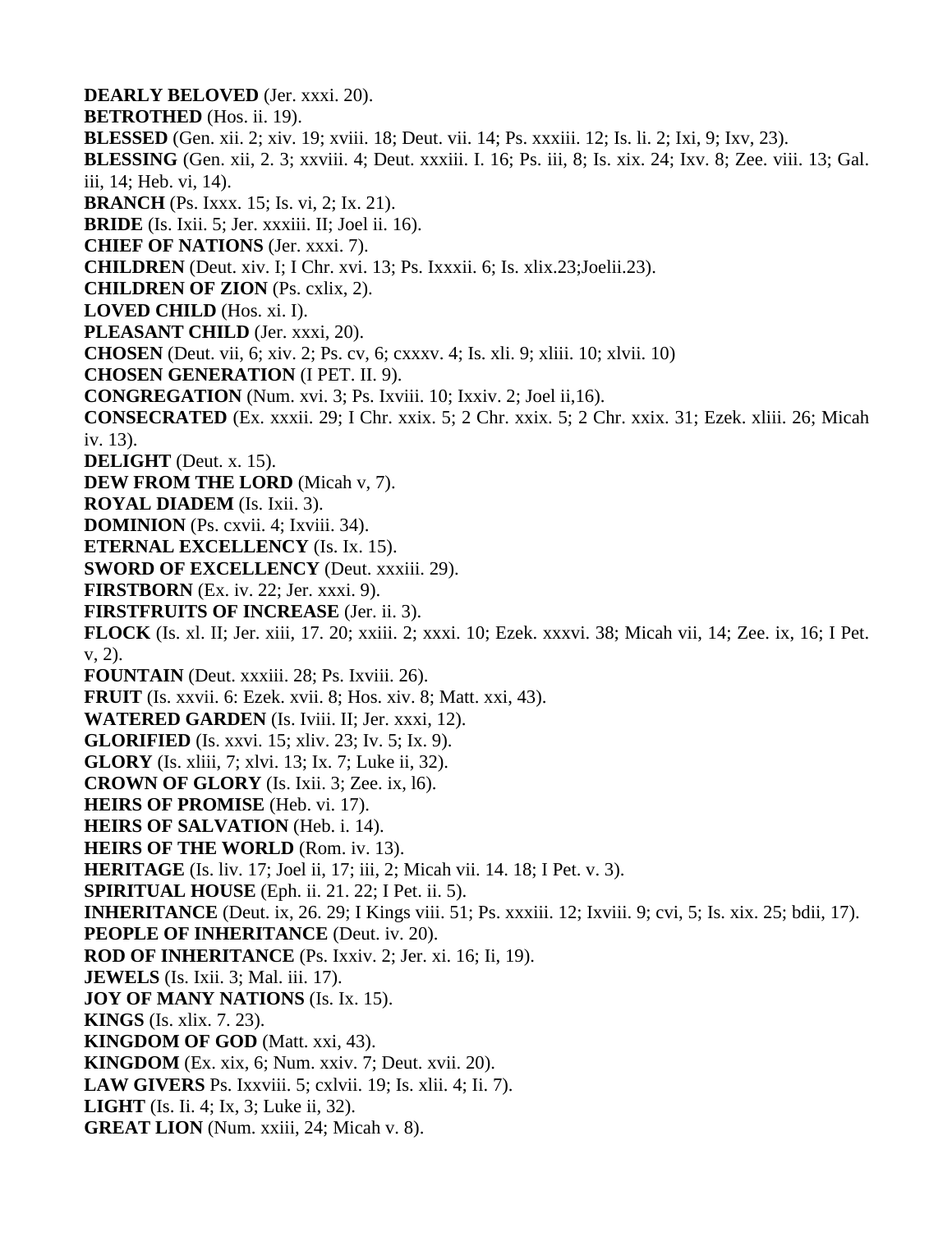**DEARLY BELOVED** (Jer. xxxi. 20).

**BETROTHED** (Hos. ii. 19).

**BLESSED** (Gen. xii. 2; xiv. 19; xviii. 18; Deut. vii. 14; Ps. xxxiii. 12; Is. li. 2; Ixi, 9; Ixv, 23).

**BLESSING** (Gen. xii, 2. 3; xxviii. 4; Deut. xxxiii. I. 16; Ps. iii, 8; Is. xix. 24; Ixv. 8; Zee. viii. 13; Gal. iii, 14; Heb. vi, 14).

**BRANCH** (Ps. Ixxx. 15; Is. vi, 2; Ix. 21).

**BRIDE** (Is. Ixii. 5; Jer. xxxiii. II; Joel ii. 16).

**CHIEF OF NATIONS** (Jer. xxxi. 7).

**CHILDREN** (Deut. xiv. I; I Chr. xvi. 13; Ps. Ixxxii. 6; Is. xlix.23;Joelii.23).

**CHILDREN OF ZION** (Ps. cxlix, 2).

**LOVED CHILD** (Hos. xi. I).

**PLEASANT CHILD** (Jer. xxxi, 20).

**CHOSEN** (Deut. vii, 6; xiv. 2; Ps. cv, 6; cxxxv. 4; Is. xli. 9; xliii. 10; xlvii. 10)

**CHOSEN GENERATION** (I PET. II. 9).

**CONGREGATION** (Num. xvi. 3; Ps. Ixviii. 10; Ixxiv. 2; Joel ii,16).

**CONSECRATED** (Ex. xxxii. 29; I Chr. xxix. 5; 2 Chr. xxix. 5; 2 Chr. xxix. 31; Ezek. xliii. 26; Micah iv. 13).

**DELIGHT** (Deut. x. 15).

**DEW FROM THE LORD** (Micah v, 7).

**ROYAL DIADEM** (Is. Ixii. 3).

**DOMINION** (Ps. cxvii. 4; Ixviii. 34).

**ETERNAL EXCELLENCY** (Is. Ix. 15).

**SWORD OF EXCELLENCY** (Deut. xxxiii. 29).

**FIRSTBORN** (Ex. iv. 22; Jer. xxxi. 9).

**FIRSTFRUITS OF INCREASE** (Jer. ii. 3).

**FLOCK** (Is. xl. II; Jer. xiii, 17. 20; xxiii. 2; xxxi. 10; Ezek. xxxvi. 38; Micah vii, 14; Zee. ix, 16; I Pet. v, 2).

**FOUNTAIN** (Deut. xxxiii. 28; Ps. Ixviii. 26).

**FRUIT** (Is. xxvii. 6: Ezek. xvii. 8; Hos. xiv. 8; Matt. xxi, 43).

**WATERED GARDEN** (Is. Iviii. II; Jer. xxxi, 12).

**GLORIFIED** (Is. xxvi. 15; xliv. 23; Iv. 5; Ix. 9).

**GLORY** (Is. xliii, 7; xlvi. 13; Ix. 7; Luke ii, 32).

**CROWN OF GLORY** (Is. Ixii. 3; Zee. ix, l6).

**HEIRS OF PROMISE** (Heb. vi. 17).

**HEIRS OF SALVATION** (Heb. i. 14).

**HEIRS OF THE WORLD** (Rom. iv. 13).

**HERITAGE** (Is. liv. 17; Joel ii, 17; iii, 2; Micah vii. 14. 18; I Pet. v. 3).

**SPIRITUAL HOUSE** (Eph. ii. 21. 22; I Pet. ii. 5).

**INHERITANCE** (Deut. ix, 26. 29; I Kings viii. 51; Ps. xxxiii. 12; Ixviii. 9; cvi, 5; Is. xix. 25; bdii, 17).

**PEOPLE OF INHERITANCE** (Deut. iv. 20).

**ROD OF INHERITANCE** (Ps. Ixxiv. 2; Jer. xi. 16; Ii, 19).

**JEWELS** (Is. Ixii. 3; Mal. iii. 17).

**JOY OF MANY NATIONS** (Is. Ix. 15).

**KINGS** (Is. xlix. 7. 23).

**KINGDOM OF GOD** (Matt. xxi, 43).

**KINGDOM** (Ex. xix, 6; Num. xxiv. 7; Deut. xvii. 20).

**LAW GIVERS** Ps. Ixxviii. 5; cxlvii. 19; Is. xlii. 4; Ii. 7).

**LIGHT** (Is. Ii. 4; Ix, 3; Luke ii, 32).

**GREAT LION** (Num. xxiii, 24; Micah v. 8).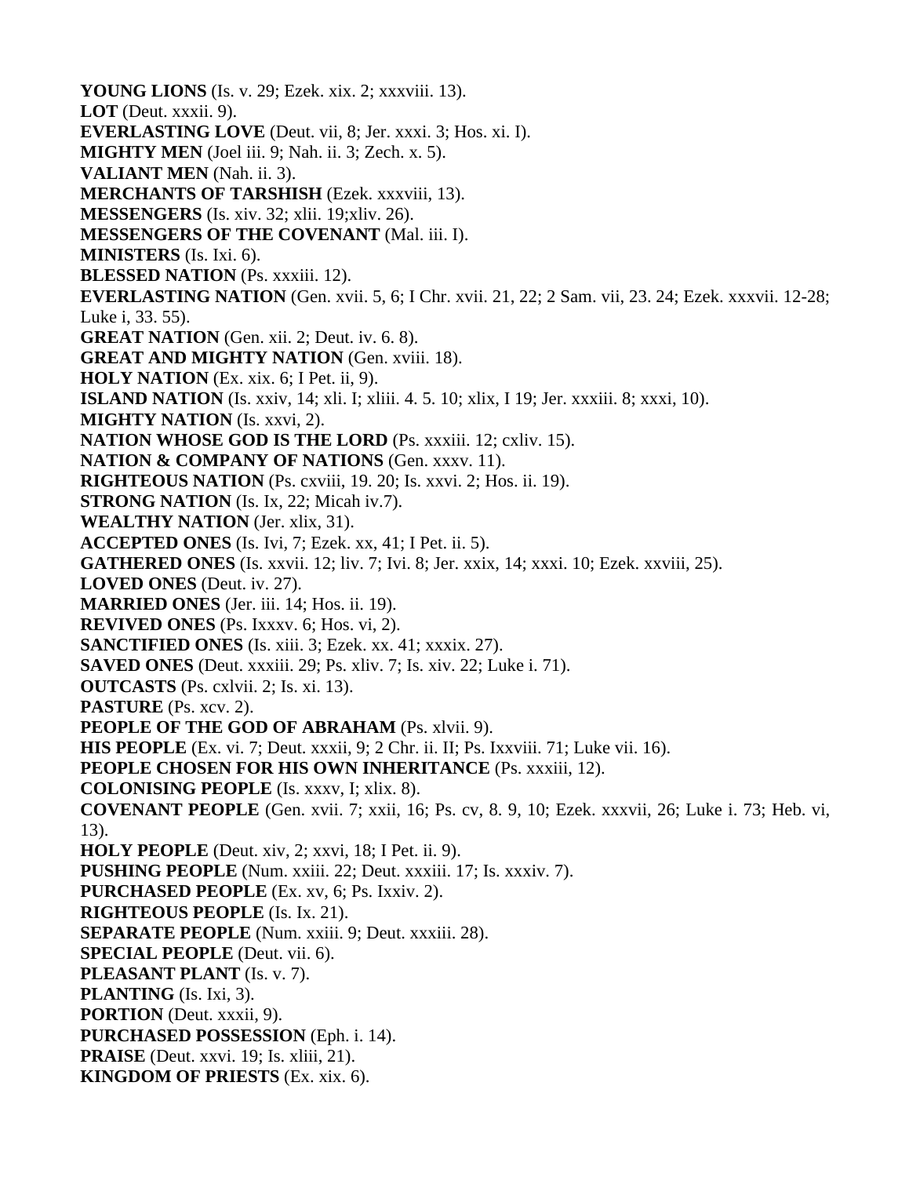**YOUNG LIONS** (Is. v. 29; Ezek. xix. 2; xxxviii. 13).
**LOT** (Deut. xxxii. 9).
**EVERLASTING LOVE** (Deut. vii, 8; Jer. xxxi. 3; Hos. xi. I).
**MIGHTY MEN** (Joel iii. 9; Nah. ii. 3; Zech. x. 5).
**VALIANT MEN** (Nah. ii. 3).
**MERCHANTS OF TARSHISH** (Ezek. xxxviii, 13).
**MESSENGERS** (Is. xiv. 32; xlii. 19;xliv. 26).
**MESSENGERS OF THE COVENANT** (Mal. iii. I).
**MINISTERS** (Is. Ixi. 6).
**BLESSED NATION** (Ps. xxxiii. 12).
**EVERLASTING NATION** (Gen. xvii. 5, 6; I Chr. xvii. 21, 22; 2 Sam. vii, 23. 24; Ezek. xxxvii. 12-28; Luke i, 33. 55).
**GREAT NATION** (Gen. xii. 2; Deut. iv. 6. 8).
**GREAT AND MIGHTY NATION** (Gen. xviii. 18).
**HOLY NATION** (Ex. xix. 6; I Pet. ii, 9).
**ISLAND NATION** (Is. xxiv, 14; xli. I; xliii. 4. 5. 10; xlix, I 19; Jer. xxxiii. 8; xxxi, 10).
**MIGHTY NATION** (Is. xxvi, 2).
**NATION WHOSE GOD IS THE LORD** (Ps. xxxiii. 12; cxliv. 15).
**NATION & COMPANY OF NATIONS** (Gen. xxxv. 11).
**RIGHTEOUS NATION** (Ps. cxviii, 19. 20; Is. xxvi. 2; Hos. ii. 19).
**STRONG NATION** (Is. Ix, 22; Micah iv.7).
**WEALTHY NATION** (Jer. xlix, 31).
**ACCEPTED ONES** (Is. Ivi, 7; Ezek. xx, 41; I Pet. ii. 5).
**GATHERED ONES** (Is. xxvii. 12; liv. 7; Ivi. 8; Jer. xxix, 14; xxxi. 10; Ezek. xxviii, 25).
**LOVED ONES** (Deut. iv. 27).
**MARRIED ONES** (Jer. iii. 14; Hos. ii. 19).
**REVIVED ONES** (Ps. Ixxxv. 6; Hos. vi, 2).
**SANCTIFIED ONES** (Is. xiii. 3; Ezek. xx. 41; xxxix. 27).
**SAVED ONES** (Deut. xxxiii. 29; Ps. xliv. 7; Is. xiv. 22; Luke i. 71).
**OUTCASTS** (Ps. cxlvii. 2; Is. xi. 13).
**PASTURE** (Ps. xcv. 2).
**PEOPLE OF THE GOD OF ABRAHAM** (Ps. xlvii. 9).
**HIS PEOPLE** (Ex. vi. 7; Deut. xxxii, 9; 2 Chr. ii. II; Ps. Ixxviii. 71; Luke vii. 16).
**PEOPLE CHOSEN FOR HIS OWN INHERITANCE** (Ps. xxxiii, 12).
**COLONISING PEOPLE** (Is. xxxv, I; xlix. 8).
**COVENANT PEOPLE** (Gen. xvii. 7; xxii, 16; Ps. cv, 8. 9, 10; Ezek. xxxvii, 26; Luke i. 73; Heb. vi, 13).
**HOLY PEOPLE** (Deut. xiv, 2; xxvi, 18; I Pet. ii. 9).
**PUSHING PEOPLE** (Num. xxiii. 22; Deut. xxxiii. 17; Is. xxxiv. 7).
**PURCHASED PEOPLE** (Ex. xv, 6; Ps. Ixxiv. 2).
**RIGHTEOUS PEOPLE** (Is. Ix. 21).
**SEPARATE PEOPLE** (Num. xxiii. 9; Deut. xxxiii. 28).
**SPECIAL PEOPLE** (Deut. vii. 6).
**PLEASANT PLANT** (Is. v. 7).
**PLANTING** (Is. Ixi, 3).
**PORTION** (Deut. xxxii, 9).
**PURCHASED POSSESSION** (Eph. i. 14).
**PRAISE** (Deut. xxvi. 19; Is. xliii, 21).
**KINGDOM OF PRIESTS** (Ex. xix. 6).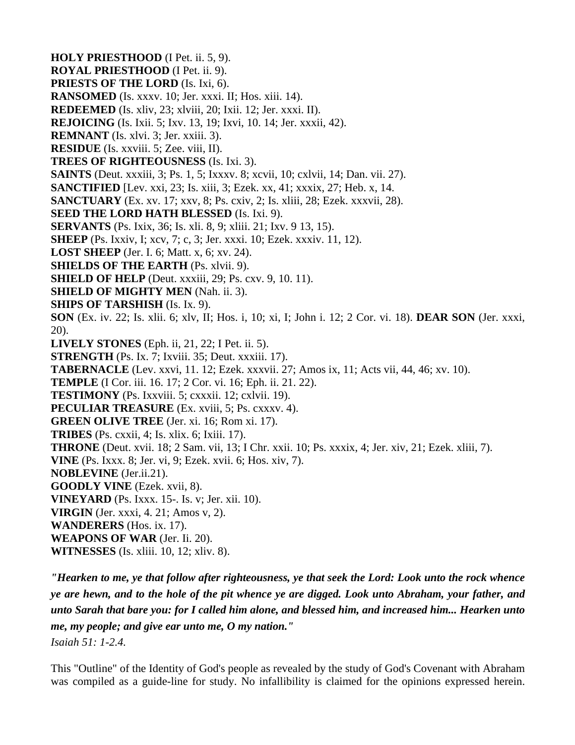**HOLY PRIESTHOOD** (I Pet. ii. 5, 9).
**ROYAL PRIESTHOOD** (I Pet. ii. 9).
**PRIESTS OF THE LORD** (Is. Ixi, 6).
**RANSOMED** (Is. xxxv. 10; Jer. xxxi. II; Hos. xiii. 14).
**REDEEMED** (Is. xliv, 23; xlviii, 20; Ixii. 12; Jer. xxxi. II).
**REJOICING** (Is. Ixii. 5; Ixv. 13, 19; Ixvi, 10. 14; Jer. xxxii, 42).
**REMNANT** (Is. xlvi. 3; Jer. xxiii. 3).
**RESIDUE** (Is. xxviii. 5; Zee. viii, II).
**TREES OF RIGHTEOUSNESS** (Is. Ixi. 3).
**SAINTS** (Deut. xxxiii, 3; Ps. 1, 5; Ixxxv. 8; xcvii, 10; cxlvii, 14; Dan. vii. 27).
**SANCTIFIED** [Lev. xxi, 23; Is. xiii, 3; Ezek. xx, 41; xxxix, 27; Heb. x, 14.
**SANCTUARY** (Ex. xv. 17; xxv, 8; Ps. cxiv, 2; Is. xliii, 28; Ezek. xxxvii, 28).
**SEED THE LORD HATH BLESSED** (Is. Ixi. 9).
**SERVANTS** (Ps. Ixix, 36; Is. xli. 8, 9; xliii. 21; Ixv. 9 13, 15).
**SHEEP** (Ps. Ixxiv, I; xcv, 7; c, 3; Jer. xxxi. 10; Ezek. xxxiv. 11, 12).
**LOST SHEEP** (Jer. I. 6; Matt. x, 6; xv. 24).
**SHIELDS OF THE EARTH** (Ps. xlvii. 9).
**SHIELD OF HELP** (Deut. xxxiii, 29; Ps. cxv. 9, 10. 11).
**SHIELD OF MIGHTY MEN** (Nah. ii. 3).
**SHIPS OF TARSHISH** (Is. Ix. 9).
**SON** (Ex. iv. 22; Is. xlii. 6; xlv, II; Hos. i, 10; xi, I; John i. 12; 2 Cor. vi. 18). **DEAR SON** (Jer. xxxi, 20).
**LIVELY STONES** (Eph. ii, 21, 22; I Pet. ii. 5).
**STRENGTH** (Ps. Ix. 7; Ixviii. 35; Deut. xxxiii. 17).
**TABERNACLE** (Lev. xxvi, 11. 12; Ezek. xxxvii. 27; Amos ix, 11; Acts vii, 44, 46; xv. 10).
**TEMPLE** (I Cor. iii. 16. 17; 2 Cor. vi. 16; Eph. ii. 21. 22).
**TESTIMONY** (Ps. Ixxviii. 5; cxxxii. 12; cxlvii. 19).
**PECULIAR TREASURE** (Ex. xviii, 5; Ps. cxxxv. 4).
**GREEN OLIVE TREE** (Jer. xi. 16; Rom xi. 17).
**TRIBES** (Ps. cxxii, 4; Is. xlix. 6; Ixiii. 17).
**THRONE** (Deut. xvii. 18; 2 Sam. vii, 13; I Chr. xxii. 10; Ps. xxxix, 4; Jer. xiv, 21; Ezek. xliii, 7).
**VINE** (Ps. Ixxx. 8; Jer. vi, 9; Ezek. xvii. 6; Hos. xiv, 7).
**NOBLEVINE** (Jer.ii.21).
**GOODLY VINE** (Ezek. xvii, 8).
**VINEYARD** (Ps. Ixxx. 15-. Is. v; Jer. xii. 10).
**VIRGIN** (Jer. xxxi, 4. 21; Amos v, 2).
**WANDERERS** (Hos. ix. 17).
**WEAPONS OF WAR** (Jer. Ii. 20).
**WITNESSES** (Is. xliii. 10, 12; xliv. 8).

***"Hearken to me, ye that follow after righteousness, ye that seek the Lord: Look unto the rock whence ye are hewn, and to the hole of the pit whence ye are digged. Look unto Abraham, your father, and unto Sarah that bare you: for I called him alone, and blessed him, and increased him... Hearken unto me, my people; and give ear unto me, O my nation."***
*Isaiah 51: 1-2.4.*

This "Outline" of the Identity of God's people as revealed by the study of God's Covenant with Abraham was compiled as a guide-line for study. No infallibility is claimed for the opinions expressed herein.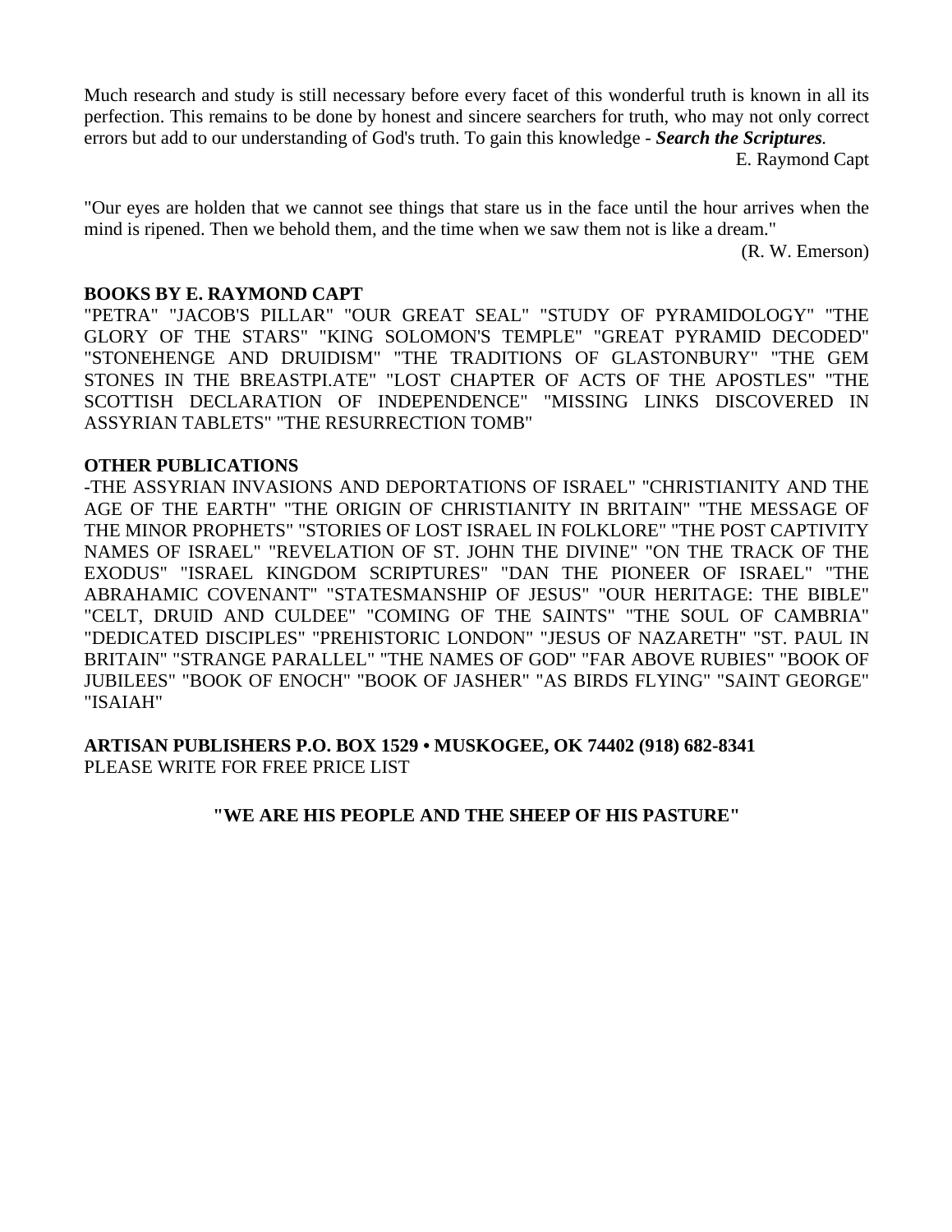Much research and study is still necessary before every facet of this wonderful truth is known in all its perfection. This remains to be done by honest and sincere searchers for truth, who may not only correct errors but add to our understanding of God's truth. To gain this knowledge - ***Search the Scriptures***.

E. Raymond Capt

"Our eyes are holden that we cannot see things that stare us in the face until the hour arrives when the mind is ripened. Then we behold them, and the time when we saw them not is like a dream."

(R. W. Emerson)

**BOOKS BY E. RAYMOND CAPT**

"PETRA" "JACOB'S PILLAR" "OUR GREAT SEAL" "STUDY OF PYRAMIDOLOGY" "THE GLORY OF THE STARS" "KING SOLOMON'S TEMPLE" "GREAT PYRAMID DECODED" "STONEHENGE AND DRUIDISM" "THE TRADITIONS OF GLASTONBURY" "THE GEM STONES IN THE BREASTPI.ATE" "LOST CHAPTER OF ACTS OF THE APOSTLES" "THE SCOTTISH DECLARATION OF INDEPENDENCE" "MISSING LINKS DISCOVERED IN ASSYRIAN TABLETS" "THE RESURRECTION TOMB"

**OTHER PUBLICATIONS**

-THE ASSYRIAN INVASIONS AND DEPORTATIONS OF ISRAEL" "CHRISTIANITY AND THE AGE OF THE EARTH" "THE ORIGIN OF CHRISTIANITY IN BRITAIN" "THE MESSAGE OF THE MINOR PROPHETS" "STORIES OF LOST ISRAEL IN FOLKLORE" "THE POST CAPTIVITY NAMES OF ISRAEL" "REVELATION OF ST. JOHN THE DIVINE" "ON THE TRACK OF THE EXODUS" "ISRAEL KINGDOM SCRIPTURES" "DAN THE PIONEER OF ISRAEL" "THE ABRAHAMIC COVENANT" "STATESMANSHIP OF JESUS" "OUR HERITAGE: THE BIBLE" "CELT, DRUID AND CULDEE" "COMING OF THE SAINTS" "THE SOUL OF CAMBRIA" "DEDICATED DISCIPLES" "PREHISTORIC LONDON" "JESUS OF NAZARETH" "ST. PAUL IN BRITAIN" "STRANGE PARALLEL" "THE NAMES OF GOD" "FAR ABOVE RUBIES" "BOOK OF JUBILEES" "BOOK OF ENOCH" "BOOK OF JASHER" "AS BIRDS FLYING" "SAINT GEORGE" "ISAIAH"

**ARTISAN PUBLISHERS P.O. BOX 1529 • MUSKOGEE, OK 74402 (918) 682-8341**
PLEASE WRITE FOR FREE PRICE LIST

**"WE ARE HIS PEOPLE AND THE SHEEP OF HIS PASTURE"**